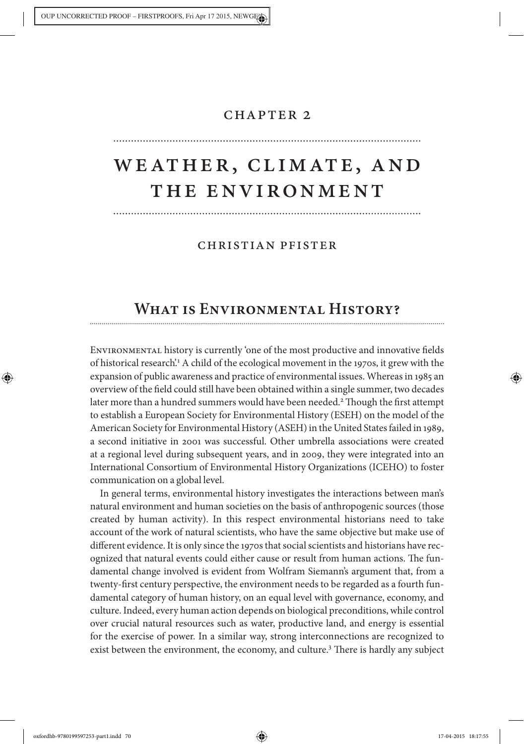# CHAPTER 2

# WEATHER, CLIMATE, AND THE ENVIRONMENT

CHRISTIAN PFISTER

## What is Environmental History?

Environmental history is currently 'one of the most productive and innovative fields of historical research'.[1] A child of the ecological movement in the 1970s, it grew with the expansion of public awareness and practice of environmental issues. Whereas in 1985 an overview of the field could still have been obtained within a single summer, two decades later more than a hundred summers would have been needed.[2] Though the first attempt to establish a European Society for Environmental History (ESEH) on the model of the American Society for Environmental History (ASEH) in the United States failed in 1989, a second initiative in 2001 was successful. Other umbrella associations were created at a regional level during subsequent years, and in 2009, they were integrated into an International Consortium of Environmental History Organizations (ICEHO) to foster communication on a global level.

In general terms, environmental history investigates the interactions between man's natural environment and human societies on the basis of anthropogenic sources (those created by human activity). In this respect environmental historians need to take account of the work of natural scientists, who have the same objective but make use of different evidence. It is only since the 1970s that social scientists and historians have recognized that natural events could either cause or result from human actions. The fundamental change involved is evident from Wolfram Siemann's argument that, from a twenty-first century perspective, the environment needs to be regarded as a fourth fundamental category of human history, on an equal level with governance, economy, and culture. Indeed, every human action depends on biological preconditions, while control over crucial natural resources such as water, productive land, and energy is essential for the exercise of power. In a similar way, strong interconnections are recognized to exist between the environment, the economy, and culture.[3] There is hardly any subject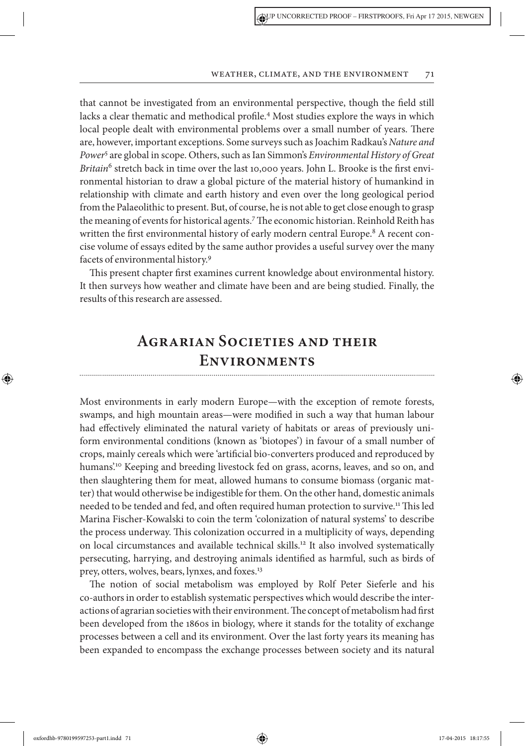that cannot be investigated from an environmental perspective, though the field still lacks a clear thematic and methodical profile.[4] Most studies explore the ways in which local people dealt with environmental problems over a small number of years. There are, however, important exceptions. Some surveys such as Joachim Radkau's *Nature and Power*[5] are global in scope. Others, such as Ian Simmon's *Environmental History of Great Britain*[6] stretch back in time over the last 10,000 years. John L. Brooke is the first environmental historian to draw a global picture of the material history of humankind in relationship with climate and earth history and even over the long geological period from the Palaeolithic to present. But, of course, he is not able to get close enough to grasp the meaning of events for historical agents.[7] The economic historian. Reinhold Reith has written the first environmental history of early modern central Europe.[8] A recent concise volume of essays edited by the same author provides a useful survey over the many facets of environmental history.[9]

This present chapter first examines current knowledge about environmental history. It then surveys how weather and climate have been and are being studied. Finally, the results of this research are assessed.

## Agrarian Societies and their Environments

Most environments in early modern Europe—with the exception of remote forests, swamps, and high mountain areas—were modified in such a way that human labour had effectively eliminated the natural variety of habitats or areas of previously uniform environmental conditions (known as 'biotopes') in favour of a small number of crops, mainly cereals which were 'artificial bio-converters produced and reproduced by humans'.[10] Keeping and breeding livestock fed on grass, acorns, leaves, and so on, and then slaughtering them for meat, allowed humans to consume biomass (organic matter) that would otherwise be indigestible for them. On the other hand, domestic animals needed to be tended and fed, and often required human protection to survive.[11] This led Marina Fischer-Kowalski to coin the term 'colonization of natural systems' to describe the process underway. This colonization occurred in a multiplicity of ways, depending on local circumstances and available technical skills.[12] It also involved systematically persecuting, harrying, and destroying animals identified as harmful, such as birds of prey, otters, wolves, bears, lynxes, and foxes.[13]

The notion of social metabolism was employed by Rolf Peter Sieferle and his co-authors in order to establish systematic perspectives which would describe the interactions of agrarian societies with their environment. The concept of metabolism had first been developed from the 1860s in biology, where it stands for the totality of exchange processes between a cell and its environment. Over the last forty years its meaning has been expanded to encompass the exchange processes between society and its natural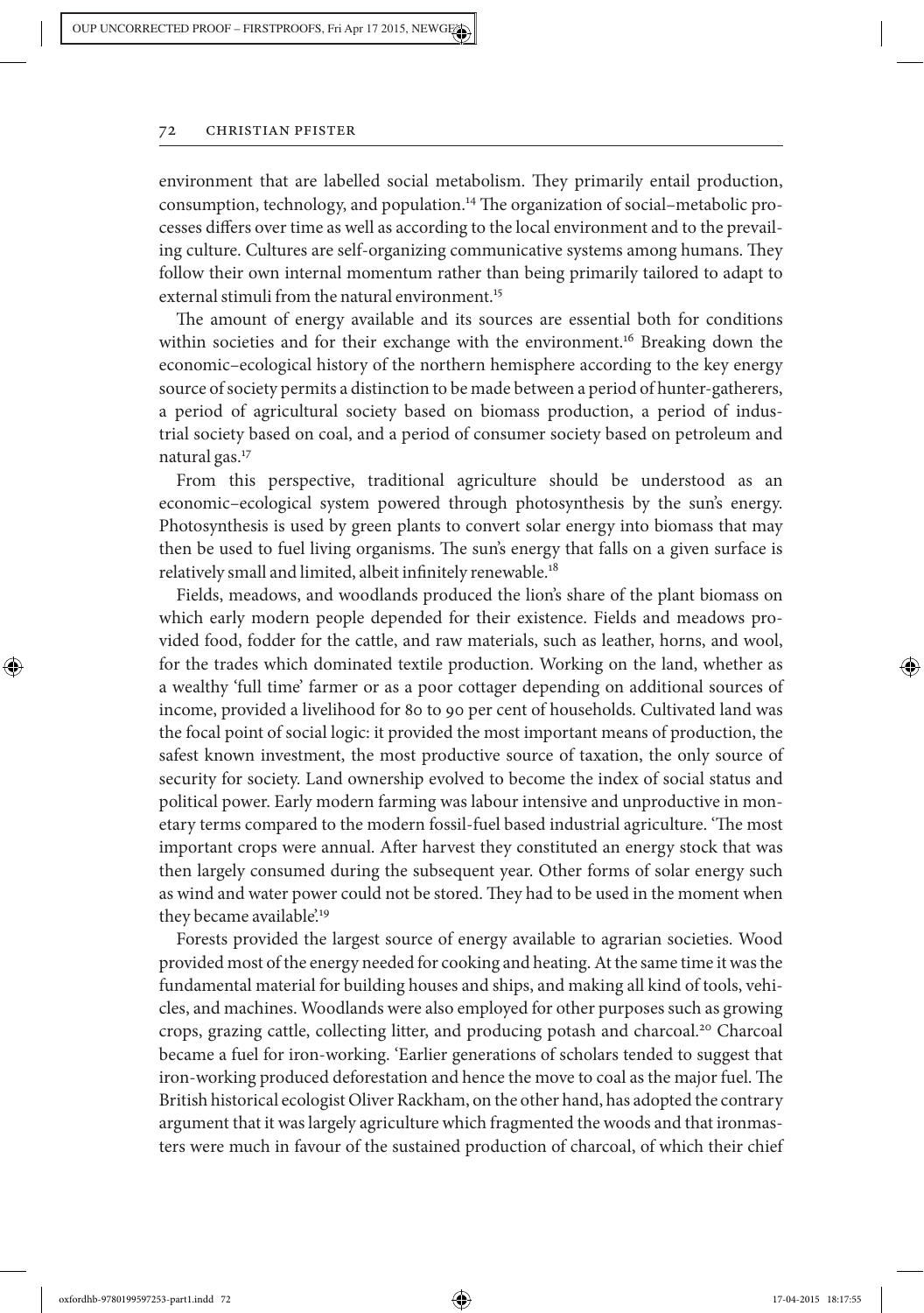environment that are labelled social metabolism. They primarily entail production, consumption, technology, and population.[14] The organization of social–metabolic processes differs over time as well as according to the local environment and to the prevailing culture. Cultures are self-organizing communicative systems among humans. They follow their own internal momentum rather than being primarily tailored to adapt to external stimuli from the natural environment.[15]

The amount of energy available and its sources are essential both for conditions within societies and for their exchange with the environment.[16] Breaking down the economic–ecological history of the northern hemisphere according to the key energy source of society permits a distinction to be made between a period of hunter-gatherers, a period of agricultural society based on biomass production, a period of industrial society based on coal, and a period of consumer society based on petroleum and natural gas.[17]

From this perspective, traditional agriculture should be understood as an economic–ecological system powered through photosynthesis by the sun's energy. Photosynthesis is used by green plants to convert solar energy into biomass that may then be used to fuel living organisms. The sun's energy that falls on a given surface is relatively small and limited, albeit infinitely renewable.[18]

Fields, meadows, and woodlands produced the lion's share of the plant biomass on which early modern people depended for their existence. Fields and meadows provided food, fodder for the cattle, and raw materials, such as leather, horns, and wool, for the trades which dominated textile production. Working on the land, whether as a wealthy 'full time' farmer or as a poor cottager depending on additional sources of income, provided a livelihood for 80 to 90 per cent of households. Cultivated land was the focal point of social logic: it provided the most important means of production, the safest known investment, the most productive source of taxation, the only source of security for society. Land ownership evolved to become the index of social status and political power. Early modern farming was labour intensive and unproductive in monetary terms compared to the modern fossil-fuel based industrial agriculture. 'The most important crops were annual. After harvest they constituted an energy stock that was then largely consumed during the subsequent year. Other forms of solar energy such as wind and water power could not be stored. They had to be used in the moment when they became available.'[19]

Forests provided the largest source of energy available to agrarian societies. Wood provided most of the energy needed for cooking and heating. At the same time it was the fundamental material for building houses and ships, and making all kind of tools, vehicles, and machines. Woodlands were also employed for other purposes such as growing crops, grazing cattle, collecting litter, and producing potash and charcoal.[20] Charcoal became a fuel for iron-working. 'Earlier generations of scholars tended to suggest that iron-working produced deforestation and hence the move to coal as the major fuel. The British historical ecologist Oliver Rackham, on the other hand, has adopted the contrary argument that it was largely agriculture which fragmented the woods and that ironmasters were much in favour of the sustained production of charcoal, of which their chief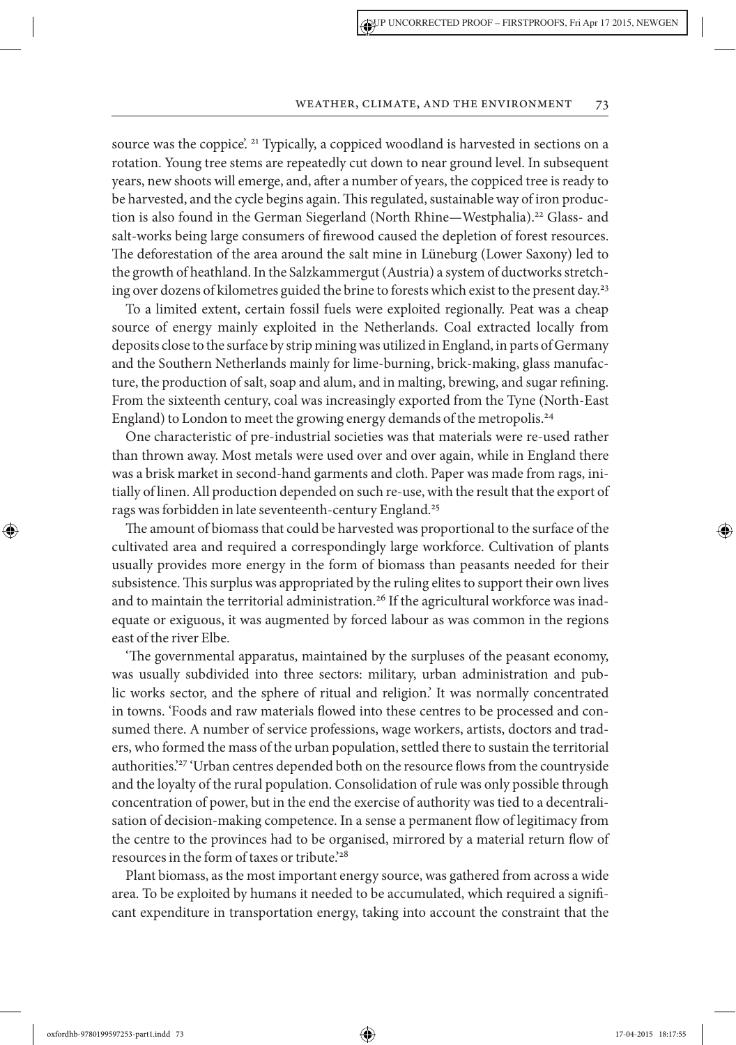source was the coppice'. [21] Typically, a coppiced woodland is harvested in sections on a rotation. Young tree stems are repeatedly cut down to near ground level. In subsequent years, new shoots will emerge, and, after a number of years, the coppiced tree is ready to be harvested, and the cycle begins again. This regulated, sustainable way of iron production is also found in the German Siegerland (North Rhine—Westphalia).[22] Glass- and salt-works being large consumers of firewood caused the depletion of forest resources. The deforestation of the area around the salt mine in Lüneburg (Lower Saxony) led to the growth of heathland. In the Salzkammergut (Austria) a system of ductworks stretching over dozens of kilometres guided the brine to forests which exist to the present day.[23]

To a limited extent, certain fossil fuels were exploited regionally. Peat was a cheap source of energy mainly exploited in the Netherlands. Coal extracted locally from deposits close to the surface by strip mining was utilized in England, in parts of Germany and the Southern Netherlands mainly for lime-burning, brick-making, glass manufacture, the production of salt, soap and alum, and in malting, brewing, and sugar refining. From the sixteenth century, coal was increasingly exported from the Tyne (North-East England) to London to meet the growing energy demands of the metropolis.[24]

One characteristic of pre-industrial societies was that materials were re-used rather than thrown away. Most metals were used over and over again, while in England there was a brisk market in second-hand garments and cloth. Paper was made from rags, initially of linen. All production depended on such re-use, with the result that the export of rags was forbidden in late seventeenth-century England.[25]

The amount of biomass that could be harvested was proportional to the surface of the cultivated area and required a correspondingly large workforce. Cultivation of plants usually provides more energy in the form of biomass than peasants needed for their subsistence. This surplus was appropriated by the ruling elites to support their own lives and to maintain the territorial administration.[26] If the agricultural workforce was inadequate or exiguous, it was augmented by forced labour as was common in the regions east of the river Elbe.

'The governmental apparatus, maintained by the surpluses of the peasant economy, was usually subdivided into three sectors: military, urban administration and public works sector, and the sphere of ritual and religion.' It was normally concentrated in towns. 'Foods and raw materials flowed into these centres to be processed and consumed there. A number of service professions, wage workers, artists, doctors and traders, who formed the mass of the urban population, settled there to sustain the territorial authorities.'[27] 'Urban centres depended both on the resource flows from the countryside and the loyalty of the rural population. Consolidation of rule was only possible through concentration of power, but in the end the exercise of authority was tied to a decentralisation of decision-making competence. In a sense a permanent flow of legitimacy from the centre to the provinces had to be organised, mirrored by a material return flow of resources in the form of taxes or tribute.'[28]

Plant biomass, as the most important energy source, was gathered from across a wide area. To be exploited by humans it needed to be accumulated, which required a significant expenditure in transportation energy, taking into account the constraint that the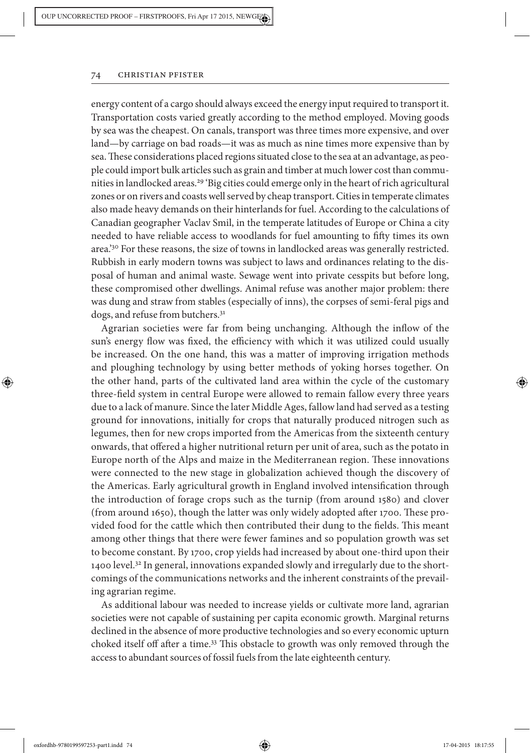energy content of a cargo should always exceed the energy input required to transport it. Transportation costs varied greatly according to the method employed. Moving goods by sea was the cheapest. On canals, transport was three times more expensive, and over land—by carriage on bad roads—it was as much as nine times more expensive than by sea. These considerations placed regions situated close to the sea at an advantage, as people could import bulk articles such as grain and timber at much lower cost than communities in landlocked areas.[29] 'Big cities could emerge only in the heart of rich agricultural zones or on rivers and coasts well served by cheap transport. Cities in temperate climates also made heavy demands on their hinterlands for fuel. According to the calculations of Canadian geographer Vaclav Smil, in the temperate latitudes of Europe or China a city needed to have reliable access to woodlands for fuel amounting to fifty times its own area.'[30] For these reasons, the size of towns in landlocked areas was generally restricted. Rubbish in early modern towns was subject to laws and ordinances relating to the disposal of human and animal waste. Sewage went into private cesspits but before long, these compromised other dwellings. Animal refuse was another major problem: there was dung and straw from stables (especially of inns), the corpses of semi-feral pigs and dogs, and refuse from butchers.[31]

Agrarian societies were far from being unchanging. Although the inflow of the sun's energy flow was fixed, the efficiency with which it was utilized could usually be increased. On the one hand, this was a matter of improving irrigation methods and ploughing technology by using better methods of yoking horses together. On the other hand, parts of the cultivated land area within the cycle of the customary three-field system in central Europe were allowed to remain fallow every three years due to a lack of manure. Since the later Middle Ages, fallow land had served as a testing ground for innovations, initially for crops that naturally produced nitrogen such as legumes, then for new crops imported from the Americas from the sixteenth century onwards, that offered a higher nutritional return per unit of area, such as the potato in Europe north of the Alps and maize in the Mediterranean region. These innovations were connected to the new stage in globalization achieved though the discovery of the Americas. Early agricultural growth in England involved intensification through the introduction of forage crops such as the turnip (from around 1580) and clover (from around 1650), though the latter was only widely adopted after 1700. These provided food for the cattle which then contributed their dung to the fields. This meant among other things that there were fewer famines and so population growth was set to become constant. By 1700, crop yields had increased by about one-third upon their 1400 level.[32] In general, innovations expanded slowly and irregularly due to the shortcomings of the communications networks and the inherent constraints of the prevailing agrarian regime.

As additional labour was needed to increase yields or cultivate more land, agrarian societies were not capable of sustaining per capita economic growth. Marginal returns declined in the absence of more productive technologies and so every economic upturn choked itself off after a time.[33] This obstacle to growth was only removed through the access to abundant sources of fossil fuels from the late eighteenth century.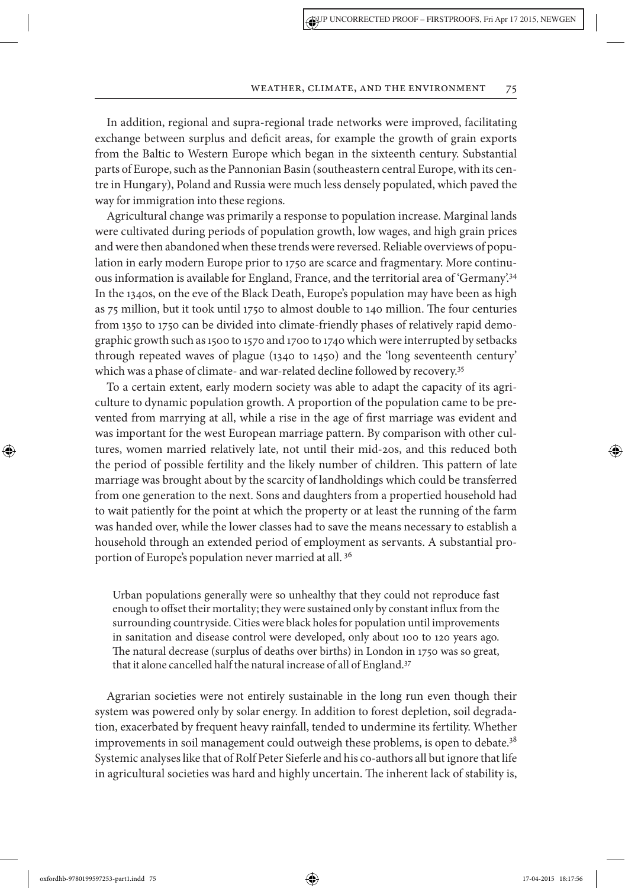In addition, regional and supra-regional trade networks were improved, facilitating exchange between surplus and deficit areas, for example the growth of grain exports from the Baltic to Western Europe which began in the sixteenth century. Substantial parts of Europe, such as the Pannonian Basin (southeastern central Europe, with its centre in Hungary), Poland and Russia were much less densely populated, which paved the way for immigration into these regions.

Agricultural change was primarily a response to population increase. Marginal lands were cultivated during periods of population growth, low wages, and high grain prices and were then abandoned when these trends were reversed. Reliable overviews of population in early modern Europe prior to 1750 are scarce and fragmentary. More continuous information is available for England, France, and the territorial area of 'Germany'.[34] In the 1340s, on the eve of the Black Death, Europe's population may have been as high as 75 million, but it took until 1750 to almost double to 140 million. The four centuries from 1350 to 1750 can be divided into climate-friendly phases of relatively rapid demographic growth such as 1500 to 1570 and 1700 to 1740 which were interrupted by setbacks through repeated waves of plague (1340 to 1450) and the 'long seventeenth century' which was a phase of climate- and war-related decline followed by recovery.[35]

To a certain extent, early modern society was able to adapt the capacity of its agriculture to dynamic population growth. A proportion of the population came to be prevented from marrying at all, while a rise in the age of first marriage was evident and was important for the west European marriage pattern. By comparison with other cultures, women married relatively late, not until their mid-20s, and this reduced both the period of possible fertility and the likely number of children. This pattern of late marriage was brought about by the scarcity of landholdings which could be transferred from one generation to the next. Sons and daughters from a propertied household had to wait patiently for the point at which the property or at least the running of the farm was handed over, while the lower classes had to save the means necessary to establish a household through an extended period of employment as servants. A substantial proportion of Europe's population never married at all. [36]

> Urban populations generally were so unhealthy that they could not reproduce fast enough to offset their mortality; they were sustained only by constant influx from the surrounding countryside. Cities were black holes for population until improvements in sanitation and disease control were developed, only about 100 to 120 years ago. The natural decrease (surplus of deaths over births) in London in 1750 was so great, that it alone cancelled half the natural increase of all of England.[37]

Agrarian societies were not entirely sustainable in the long run even though their system was powered only by solar energy. In addition to forest depletion, soil degradation, exacerbated by frequent heavy rainfall, tended to undermine its fertility. Whether improvements in soil management could outweigh these problems, is open to debate.[38] Systemic analyses like that of Rolf Peter Sieferle and his co-authors all but ignore that life in agricultural societies was hard and highly uncertain. The inherent lack of stability is,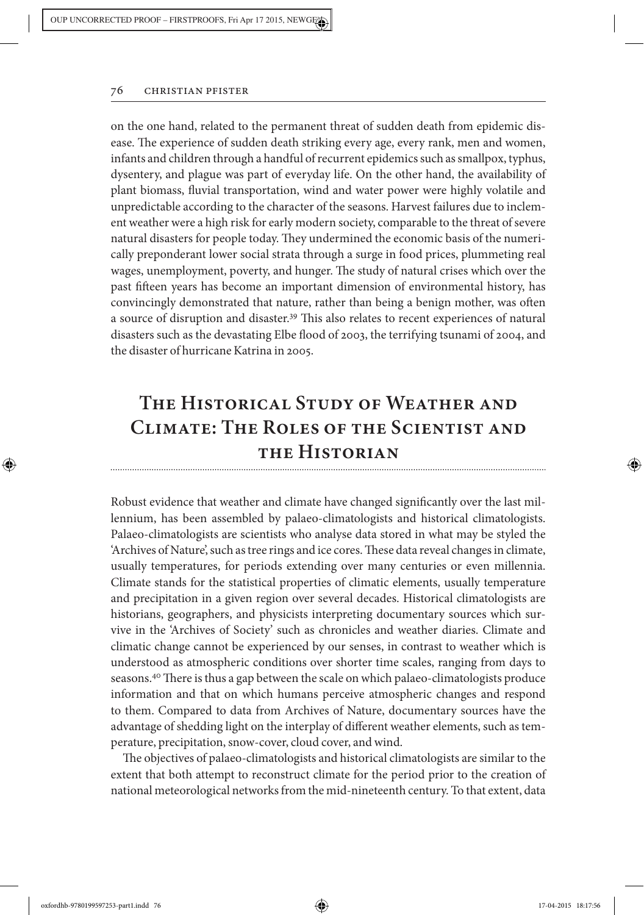on the one hand, related to the permanent threat of sudden death from epidemic disease. The experience of sudden death striking every age, every rank, men and women, infants and children through a handful of recurrent epidemics such as smallpox, typhus, dysentery, and plague was part of everyday life. On the other hand, the availability of plant biomass, fluvial transportation, wind and water power were highly volatile and unpredictable according to the character of the seasons. Harvest failures due to inclement weather were a high risk for early modern society, comparable to the threat of severe natural disasters for people today. They undermined the economic basis of the numerically preponderant lower social strata through a surge in food prices, plummeting real wages, unemployment, poverty, and hunger. The study of natural crises which over the past fifteen years has become an important dimension of environmental history, has convincingly demonstrated that nature, rather than being a benign mother, was often a source of disruption and disaster.[39] This also relates to recent experiences of natural disasters such as the devastating Elbe flood of 2003, the terrifying tsunami of 2004, and the disaster of hurricane Katrina in 2005.

## The Historical Study of Weather and Climate: The Roles of the Scientist and the Historian

Robust evidence that weather and climate have changed significantly over the last millennium, has been assembled by palaeo-climatologists and historical climatologists. Palaeo-climatologists are scientists who analyse data stored in what may be styled the 'Archives of Nature', such as tree rings and ice cores. These data reveal changes in climate, usually temperatures, for periods extending over many centuries or even millennia. Climate stands for the statistical properties of climatic elements, usually temperature and precipitation in a given region over several decades. Historical climatologists are historians, geographers, and physicists interpreting documentary sources which survive in the 'Archives of Society' such as chronicles and weather diaries. Climate and climatic change cannot be experienced by our senses, in contrast to weather which is understood as atmospheric conditions over shorter time scales, ranging from days to seasons.[40] There is thus a gap between the scale on which palaeo-climatologists produce information and that on which humans perceive atmospheric changes and respond to them. Compared to data from Archives of Nature, documentary sources have the advantage of shedding light on the interplay of different weather elements, such as temperature, precipitation, snow-cover, cloud cover, and wind.

The objectives of palaeo-climatologists and historical climatologists are similar to the extent that both attempt to reconstruct climate for the period prior to the creation of national meteorological networks from the mid-nineteenth century. To that extent, data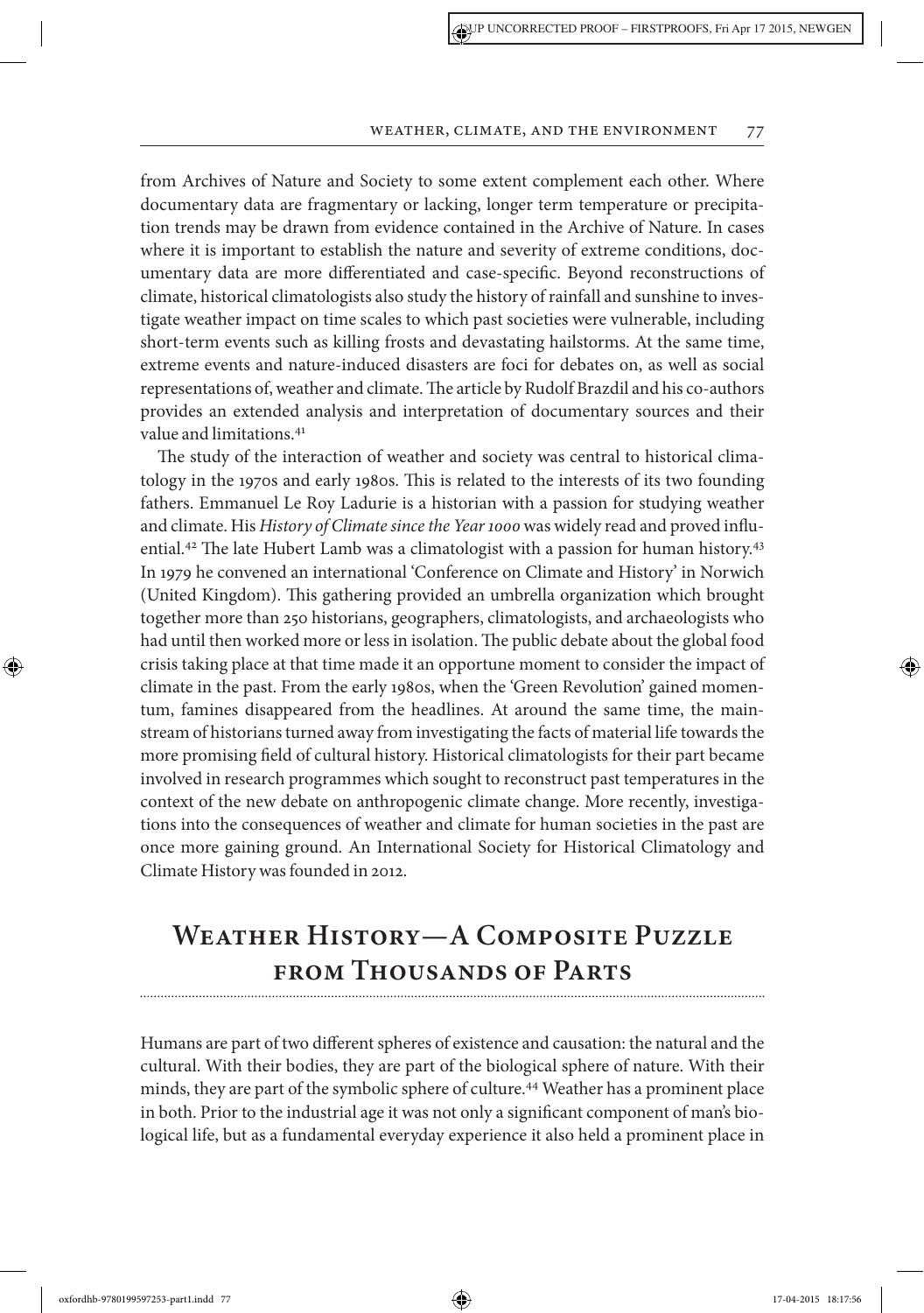from Archives of Nature and Society to some extent complement each other. Where documentary data are fragmentary or lacking, longer term temperature or precipitation trends may be drawn from evidence contained in the Archive of Nature. In cases where it is important to establish the nature and severity of extreme conditions, documentary data are more differentiated and case-specific. Beyond reconstructions of climate, historical climatologists also study the history of rainfall and sunshine to investigate weather impact on time scales to which past societies were vulnerable, including short-term events such as killing frosts and devastating hailstorms. At the same time, extreme events and nature-induced disasters are foci for debates on, as well as social representations of, weather and climate. The article by Rudolf Brazdil and his co-authors provides an extended analysis and interpretation of documentary sources and their value and limitations.[41]

The study of the interaction of weather and society was central to historical climatology in the 1970s and early 1980s. This is related to the interests of its two founding fathers. Emmanuel Le Roy Ladurie is a historian with a passion for studying weather and climate. His *History of Climate since the Year 1000* was widely read and proved influential.[42] The late Hubert Lamb was a climatologist with a passion for human history.[43] In 1979 he convened an international 'Conference on Climate and History' in Norwich (United Kingdom). This gathering provided an umbrella organization which brought together more than 250 historians, geographers, climatologists, and archaeologists who had until then worked more or less in isolation. The public debate about the global food crisis taking place at that time made it an opportune moment to consider the impact of climate in the past. From the early 1980s, when the 'Green Revolution' gained momentum, famines disappeared from the headlines. At around the same time, the mainstream of historians turned away from investigating the facts of material life towards the more promising field of cultural history. Historical climatologists for their part became involved in research programmes which sought to reconstruct past temperatures in the context of the new debate on anthropogenic climate change. More recently, investigations into the consequences of weather and climate for human societies in the past are once more gaining ground. An International Society for Historical Climatology and Climate History was founded in 2012.

## Weather History—A Composite Puzzle from Thousands of Parts

Humans are part of two different spheres of existence and causation: the natural and the cultural. With their bodies, they are part of the biological sphere of nature. With their minds, they are part of the symbolic sphere of culture.[44] Weather has a prominent place in both. Prior to the industrial age it was not only a significant component of man's biological life, but as a fundamental everyday experience it also held a prominent place in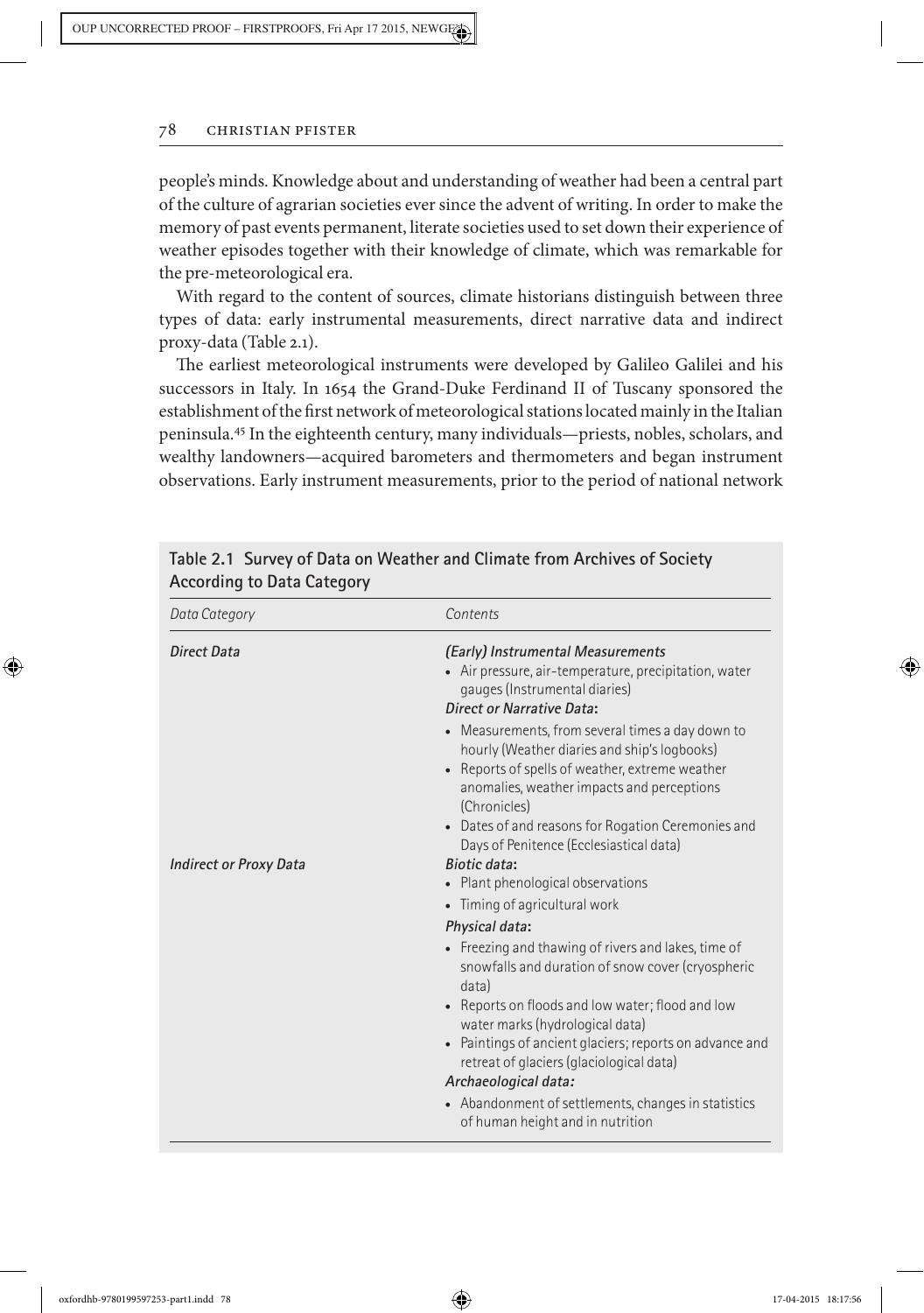people's minds. Knowledge about and understanding of weather had been a central part of the culture of agrarian societies ever since the advent of writing. In order to make the memory of past events permanent, literate societies used to set down their experience of weather episodes together with their knowledge of climate, which was remarkable for the pre-meteorological era.

With regard to the content of sources, climate historians distinguish between three types of data: early instrumental measurements, direct narrative data and indirect proxy-data (Table 2.1).

The earliest meteorological instruments were developed by Galileo Galilei and his successors in Italy. In 1654 the Grand-Duke Ferdinand II of Tuscany sponsored the establishment of the first network of meteorological stations located mainly in the Italian peninsula.[45] In the eighteenth century, many individuals—priests, nobles, scholars, and wealthy landowners—acquired barometers and thermometers and began instrument observations. Early instrument measurements, prior to the period of national network

**Table 2.1 Survey of Data on Weather and Climate from Archives of Society According to Data Category**

| *Data Category* | *Contents* |
|---|---|
| ***Direct Data*** | ***(Early) Instrumental Measurements***<br>• Air pressure, air-temperature, precipitation, water gauges (Instrumental diaries)<br>***Direct or Narrative Data*:**<br>• Measurements, from several times a day down to hourly (Weather diaries and ship's logbooks)<br>• Reports of spells of weather, extreme weather anomalies, weather impacts and perceptions (Chronicles)<br>• Dates of and reasons for Rogation Ceremonies and Days of Penitence (Ecclesiastical data) |
| ***Indirect or Proxy Data*** | ***Biotic data*:**<br>• Plant phenological observations<br>• Timing of agricultural work<br>***Physical data*:**<br>• Freezing and thawing of rivers and lakes, time of snowfalls and duration of snow cover (cryospheric data)<br>• Reports on floods and low water; flood and low water marks (hydrological data)<br>• Paintings of ancient glaciers; reports on advance and retreat of glaciers (glaciological data)<br>***Archaeological data:***<br>• Abandonment of settlements, changes in statistics of human height and in nutrition |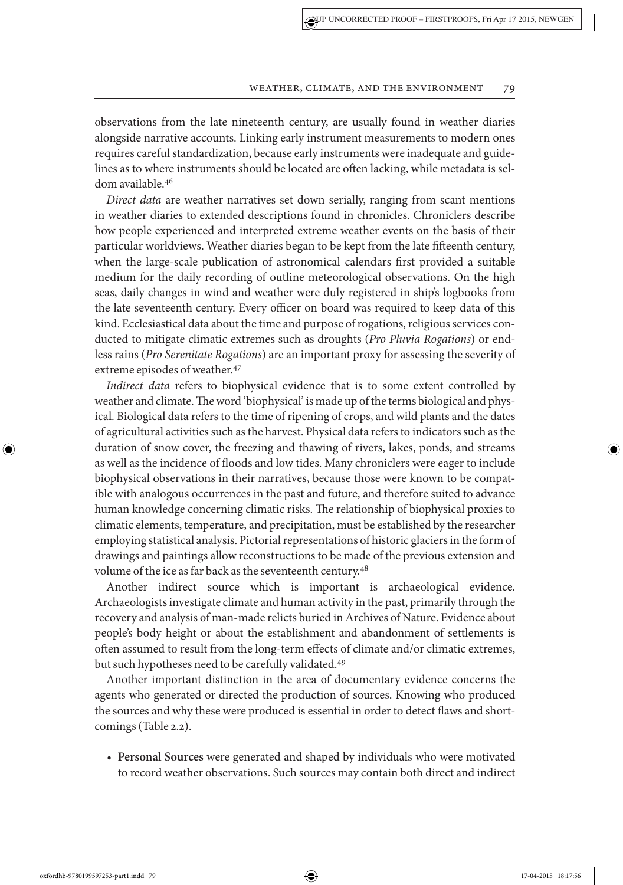observations from the late nineteenth century, are usually found in weather diaries alongside narrative accounts. Linking early instrument measurements to modern ones requires careful standardization, because early instruments were inadequate and guidelines as to where instruments should be located are often lacking, while metadata is seldom available.[46]

*Direct data* are weather narratives set down serially, ranging from scant mentions in weather diaries to extended descriptions found in chronicles. Chroniclers describe how people experienced and interpreted extreme weather events on the basis of their particular worldviews. Weather diaries began to be kept from the late fifteenth century, when the large-scale publication of astronomical calendars first provided a suitable medium for the daily recording of outline meteorological observations. On the high seas, daily changes in wind and weather were duly registered in ship's logbooks from the late seventeenth century. Every officer on board was required to keep data of this kind. Ecclesiastical data about the time and purpose of rogations, religious services conducted to mitigate climatic extremes such as droughts (*Pro Pluvia Rogations*) or endless rains (*Pro Serenitate Rogations*) are an important proxy for assessing the severity of extreme episodes of weather.[47]

*Indirect data* refers to biophysical evidence that is to some extent controlled by weather and climate. The word 'biophysical' is made up of the terms biological and physical. Biological data refers to the time of ripening of crops, and wild plants and the dates of agricultural activities such as the harvest. Physical data refers to indicators such as the duration of snow cover, the freezing and thawing of rivers, lakes, ponds, and streams as well as the incidence of floods and low tides. Many chroniclers were eager to include biophysical observations in their narratives, because those were known to be compatible with analogous occurrences in the past and future, and therefore suited to advance human knowledge concerning climatic risks. The relationship of biophysical proxies to climatic elements, temperature, and precipitation, must be established by the researcher employing statistical analysis. Pictorial representations of historic glaciers in the form of drawings and paintings allow reconstructions to be made of the previous extension and volume of the ice as far back as the seventeenth century.[48]

Another indirect source which is important is archaeological evidence. Archaeologists investigate climate and human activity in the past, primarily through the recovery and analysis of man-made relicts buried in Archives of Nature. Evidence about people's body height or about the establishment and abandonment of settlements is often assumed to result from the long-term effects of climate and/or climatic extremes, but such hypotheses need to be carefully validated.[49]

Another important distinction in the area of documentary evidence concerns the agents who generated or directed the production of sources. Knowing who produced the sources and why these were produced is essential in order to detect flaws and shortcomings (Table 2.2).

- **Personal Sources** were generated and shaped by individuals who were motivated to record weather observations. Such sources may contain both direct and indirect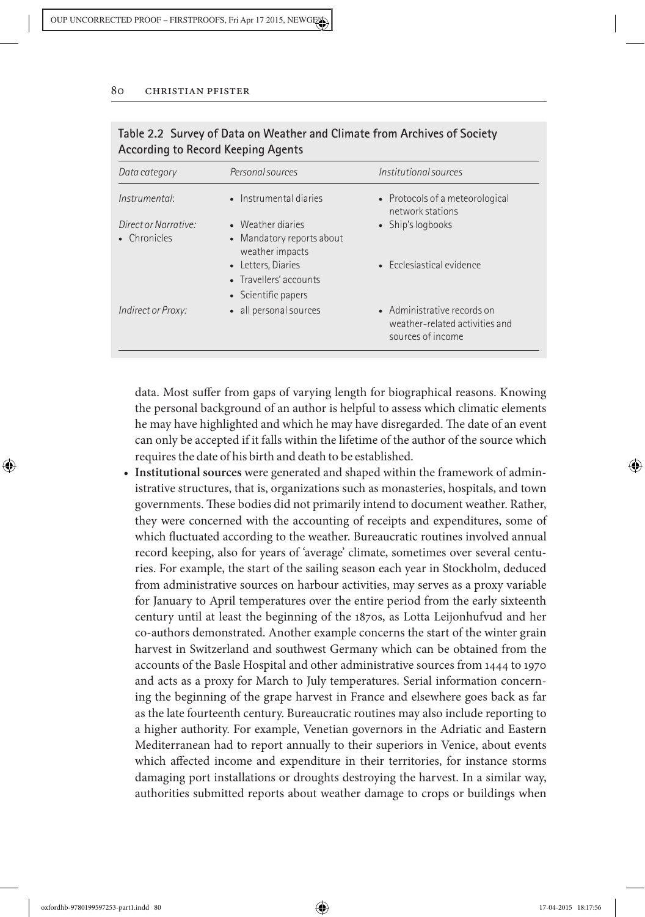**Table 2.2 Survey of Data on Weather and Climate from Archives of Society According to Record Keeping Agents**

| *Data category* | *Personal sources* | *Institutional sources* |
|---|---|---|
| *Instrumental*: | • Instrumental diaries | • Protocols of a meteorological network stations |
| *Direct or Narrative:* | • Weather diaries | • Ship's logbooks |
| • Chronicles | • Mandatory reports about weather impacts | |
| | • Letters, Diaries | • Ecclesiastical evidence |
| | • Travellers' accounts | |
| | • Scientific papers | |
| *Indirect or Proxy:* | • all personal sources | • Administrative records on weather-related activities and sources of income |

data. Most suffer from gaps of varying length for biographical reasons. Knowing the personal background of an author is helpful to assess which climatic elements he may have highlighted and which he may have disregarded. The date of an event can only be accepted if it falls within the lifetime of the author of the source which requires the date of his birth and death to be established.

- **Institutional sources** were generated and shaped within the framework of administrative structures, that is, organizations such as monasteries, hospitals, and town governments. These bodies did not primarily intend to document weather. Rather, they were concerned with the accounting of receipts and expenditures, some of which fluctuated according to the weather. Bureaucratic routines involved annual record keeping, also for years of 'average' climate, sometimes over several centuries. For example, the start of the sailing season each year in Stockholm, deduced from administrative sources on harbour activities, may serves as a proxy variable for January to April temperatures over the entire period from the early sixteenth century until at least the beginning of the 1870s, as Lotta Leijonhufvud and her co-authors demonstrated. Another example concerns the start of the winter grain harvest in Switzerland and southwest Germany which can be obtained from the accounts of the Basle Hospital and other administrative sources from 1444 to 1970 and acts as a proxy for March to July temperatures. Serial information concerning the beginning of the grape harvest in France and elsewhere goes back as far as the late fourteenth century. Bureaucratic routines may also include reporting to a higher authority. For example, Venetian governors in the Adriatic and Eastern Mediterranean had to report annually to their superiors in Venice, about events which affected income and expenditure in their territories, for instance storms damaging port installations or droughts destroying the harvest. In a similar way, authorities submitted reports about weather damage to crops or buildings when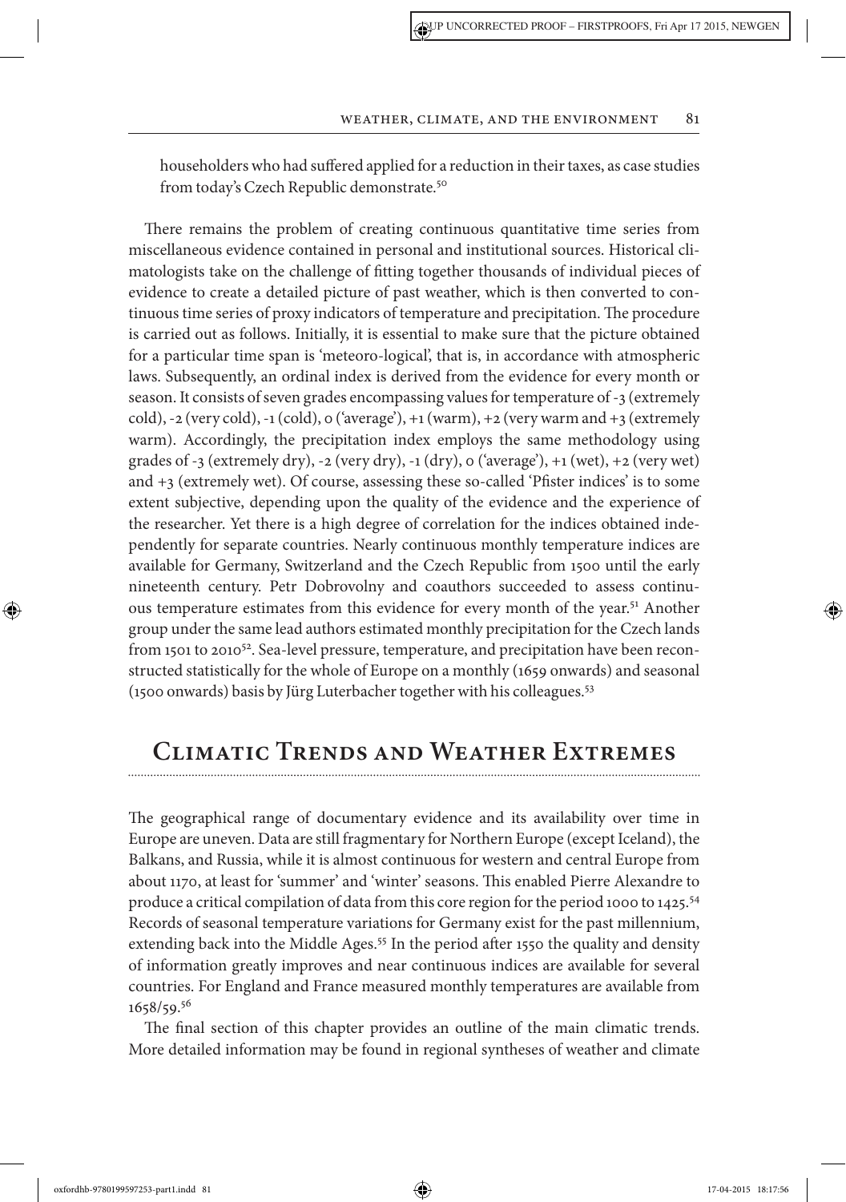householders who had suffered applied for a reduction in their taxes, as case studies from today's Czech Republic demonstrate.[50]

There remains the problem of creating continuous quantitative time series from miscellaneous evidence contained in personal and institutional sources. Historical climatologists take on the challenge of fitting together thousands of individual pieces of evidence to create a detailed picture of past weather, which is then converted to continuous time series of proxy indicators of temperature and precipitation. The procedure is carried out as follows. Initially, it is essential to make sure that the picture obtained for a particular time span is 'meteoro-logical', that is, in accordance with atmospheric laws. Subsequently, an ordinal index is derived from the evidence for every month or season. It consists of seven grades encompassing values for temperature of -3 (extremely cold), -2 (very cold), -1 (cold), 0 ('average'), +1 (warm), +2 (very warm and +3 (extremely warm). Accordingly, the precipitation index employs the same methodology using grades of -3 (extremely dry), -2 (very dry), -1 (dry), 0 ('average'), +1 (wet), +2 (very wet) and +3 (extremely wet). Of course, assessing these so-called 'Pfister indices' is to some extent subjective, depending upon the quality of the evidence and the experience of the researcher. Yet there is a high degree of correlation for the indices obtained independently for separate countries. Nearly continuous monthly temperature indices are available for Germany, Switzerland and the Czech Republic from 1500 until the early nineteenth century. Petr Dobrovolny and coauthors succeeded to assess continuous temperature estimates from this evidence for every month of the year.[51] Another group under the same lead authors estimated monthly precipitation for the Czech lands from 1501 to 2010[52]. Sea-level pressure, temperature, and precipitation have been reconstructed statistically for the whole of Europe on a monthly (1659 onwards) and seasonal (1500 onwards) basis by Jürg Luterbacher together with his colleagues.[53]

## Climatic Trends and Weather Extremes

The geographical range of documentary evidence and its availability over time in Europe are uneven. Data are still fragmentary for Northern Europe (except Iceland), the Balkans, and Russia, while it is almost continuous for western and central Europe from about 1170, at least for 'summer' and 'winter' seasons. This enabled Pierre Alexandre to produce a critical compilation of data from this core region for the period 1000 to 1425.[54] Records of seasonal temperature variations for Germany exist for the past millennium, extending back into the Middle Ages.[55] In the period after 1550 the quality and density of information greatly improves and near continuous indices are available for several countries. For England and France measured monthly temperatures are available from 1658/59.[56]

The final section of this chapter provides an outline of the main climatic trends. More detailed information may be found in regional syntheses of weather and climate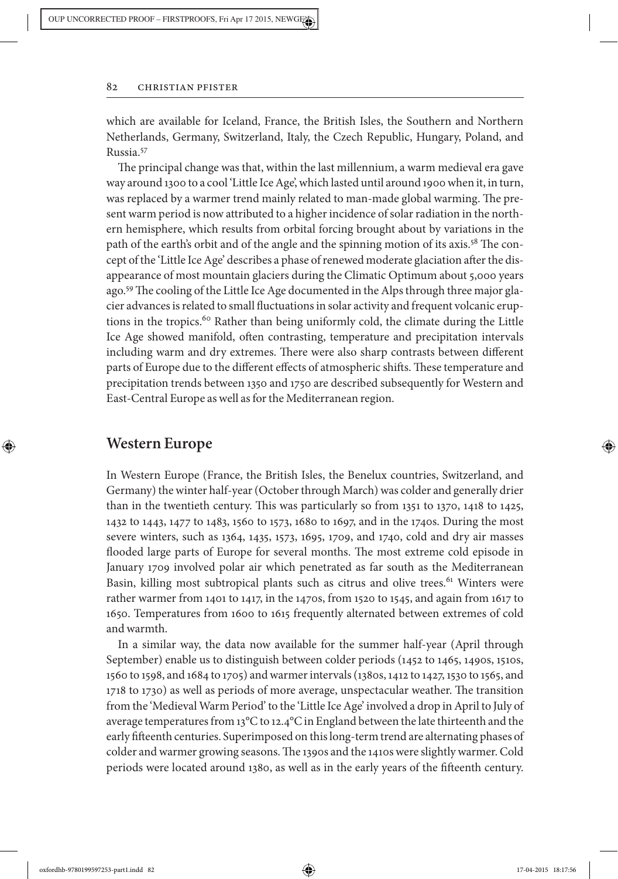which are available for Iceland, France, the British Isles, the Southern and Northern Netherlands, Germany, Switzerland, Italy, the Czech Republic, Hungary, Poland, and Russia.[57]

The principal change was that, within the last millennium, a warm medieval era gave way around 1300 to a cool 'Little Ice Age', which lasted until around 1900 when it, in turn, was replaced by a warmer trend mainly related to man-made global warming. The present warm period is now attributed to a higher incidence of solar radiation in the northern hemisphere, which results from orbital forcing brought about by variations in the path of the earth's orbit and of the angle and the spinning motion of its axis.[58] The concept of the 'Little Ice Age' describes a phase of renewed moderate glaciation after the disappearance of most mountain glaciers during the Climatic Optimum about 5,000 years ago.[59] The cooling of the Little Ice Age documented in the Alps through three major glacier advances is related to small fluctuations in solar activity and frequent volcanic eruptions in the tropics.[60] Rather than being uniformly cold, the climate during the Little Ice Age showed manifold, often contrasting, temperature and precipitation intervals including warm and dry extremes. There were also sharp contrasts between different parts of Europe due to the different effects of atmospheric shifts. These temperature and precipitation trends between 1350 and 1750 are described subsequently for Western and East-Central Europe as well as for the Mediterranean region.

## Western Europe

In Western Europe (France, the British Isles, the Benelux countries, Switzerland, and Germany) the winter half-year (October through March) was colder and generally drier than in the twentieth century. This was particularly so from 1351 to 1370, 1418 to 1425, 1432 to 1443, 1477 to 1483, 1560 to 1573, 1680 to 1697, and in the 1740s. During the most severe winters, such as 1364, 1435, 1573, 1695, 1709, and 1740, cold and dry air masses flooded large parts of Europe for several months. The most extreme cold episode in January 1709 involved polar air which penetrated as far south as the Mediterranean Basin, killing most subtropical plants such as citrus and olive trees.[61] Winters were rather warmer from 1401 to 1417, in the 1470s, from 1520 to 1545, and again from 1617 to 1650. Temperatures from 1600 to 1615 frequently alternated between extremes of cold and warmth.

In a similar way, the data now available for the summer half-year (April through September) enable us to distinguish between colder periods (1452 to 1465, 1490s, 1510s, 1560 to 1598, and 1684 to 1705) and warmer intervals (1380s, 1412 to 1427, 1530 to 1565, and 1718 to 1730) as well as periods of more average, unspectacular weather. The transition from the 'Medieval Warm Period' to the 'Little Ice Age' involved a drop in April to July of average temperatures from 13°C to 12.4°C in England between the late thirteenth and the early fifteenth centuries. Superimposed on this long-term trend are alternating phases of colder and warmer growing seasons. The 1390s and the 1410s were slightly warmer. Cold periods were located around 1380, as well as in the early years of the fifteenth century.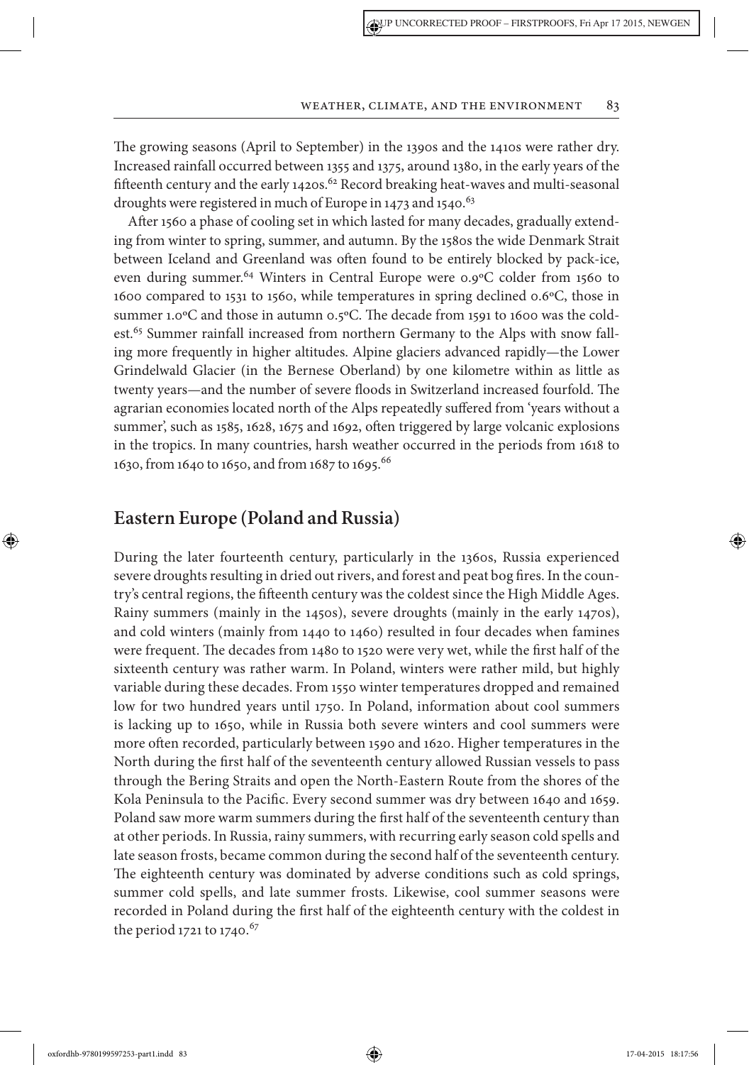The growing seasons (April to September) in the 1390s and the 1410s were rather dry. Increased rainfall occurred between 1355 and 1375, around 1380, in the early years of the fifteenth century and the early 1420s.[62] Record breaking heat-waves and multi-seasonal droughts were registered in much of Europe in 1473 and 1540.[63]

After 1560 a phase of cooling set in which lasted for many decades, gradually extending from winter to spring, summer, and autumn. By the 1580s the wide Denmark Strait between Iceland and Greenland was often found to be entirely blocked by pack-ice, even during summer.[64] Winters in Central Europe were 0.9ºC colder from 1560 to 1600 compared to 1531 to 1560, while temperatures in spring declined 0.6ºC, those in summer 1.0ºC and those in autumn 0.5ºC. The decade from 1591 to 1600 was the coldest.[65] Summer rainfall increased from northern Germany to the Alps with snow falling more frequently in higher altitudes. Alpine glaciers advanced rapidly—the Lower Grindelwald Glacier (in the Bernese Oberland) by one kilometre within as little as twenty years—and the number of severe floods in Switzerland increased fourfold. The agrarian economies located north of the Alps repeatedly suffered from 'years without a summer', such as 1585, 1628, 1675 and 1692, often triggered by large volcanic explosions in the tropics. In many countries, harsh weather occurred in the periods from 1618 to 1630, from 1640 to 1650, and from 1687 to 1695.[66]

## Eastern Europe (Poland and Russia)

During the later fourteenth century, particularly in the 1360s, Russia experienced severe droughts resulting in dried out rivers, and forest and peat bog fires. In the country's central regions, the fifteenth century was the coldest since the High Middle Ages. Rainy summers (mainly in the 1450s), severe droughts (mainly in the early 1470s), and cold winters (mainly from 1440 to 1460) resulted in four decades when famines were frequent. The decades from 1480 to 1520 were very wet, while the first half of the sixteenth century was rather warm. In Poland, winters were rather mild, but highly variable during these decades. From 1550 winter temperatures dropped and remained low for two hundred years until 1750. In Poland, information about cool summers is lacking up to 1650, while in Russia both severe winters and cool summers were more often recorded, particularly between 1590 and 1620. Higher temperatures in the North during the first half of the seventeenth century allowed Russian vessels to pass through the Bering Straits and open the North-Eastern Route from the shores of the Kola Peninsula to the Pacific. Every second summer was dry between 1640 and 1659. Poland saw more warm summers during the first half of the seventeenth century than at other periods. In Russia, rainy summers, with recurring early season cold spells and late season frosts, became common during the second half of the seventeenth century. The eighteenth century was dominated by adverse conditions such as cold springs, summer cold spells, and late summer frosts. Likewise, cool summer seasons were recorded in Poland during the first half of the eighteenth century with the coldest in the period 1721 to 1740.[67]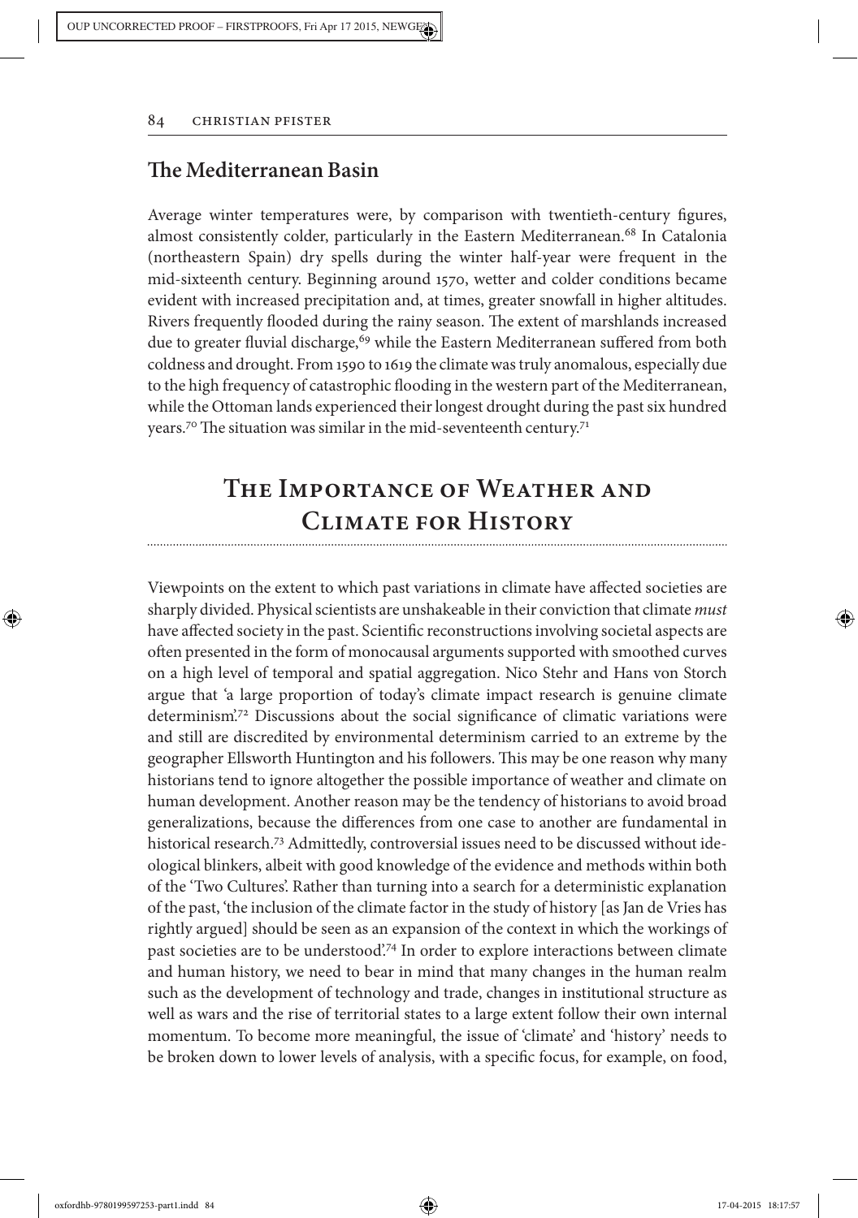## The Mediterranean Basin

Average winter temperatures were, by comparison with twentieth-century figures, almost consistently colder, particularly in the Eastern Mediterranean.[68] In Catalonia (northeastern Spain) dry spells during the winter half-year were frequent in the mid-sixteenth century. Beginning around 1570, wetter and colder conditions became evident with increased precipitation and, at times, greater snowfall in higher altitudes. Rivers frequently flooded during the rainy season. The extent of marshlands increased due to greater fluvial discharge,[69] while the Eastern Mediterranean suffered from both coldness and drought. From 1590 to 1619 the climate was truly anomalous, especially due to the high frequency of catastrophic flooding in the western part of the Mediterranean, while the Ottoman lands experienced their longest drought during the past six hundred years.[70] The situation was similar in the mid-seventeenth century.[71]

# The Importance of Weather and Climate for History

Viewpoints on the extent to which past variations in climate have affected societies are sharply divided. Physical scientists are unshakeable in their conviction that climate *must* have affected society in the past. Scientific reconstructions involving societal aspects are often presented in the form of monocausal arguments supported with smoothed curves on a high level of temporal and spatial aggregation. Nico Stehr and Hans von Storch argue that 'a large proportion of today's climate impact research is genuine climate determinism'.[72] Discussions about the social significance of climatic variations were and still are discredited by environmental determinism carried to an extreme by the geographer Ellsworth Huntington and his followers. This may be one reason why many historians tend to ignore altogether the possible importance of weather and climate on human development. Another reason may be the tendency of historians to avoid broad generalizations, because the differences from one case to another are fundamental in historical research.[73] Admittedly, controversial issues need to be discussed without ideological blinkers, albeit with good knowledge of the evidence and methods within both of the 'Two Cultures'. Rather than turning into a search for a deterministic explanation of the past, 'the inclusion of the climate factor in the study of history [as Jan de Vries has rightly argued] should be seen as an expansion of the context in which the workings of past societies are to be understood'.[74] In order to explore interactions between climate and human history, we need to bear in mind that many changes in the human realm such as the development of technology and trade, changes in institutional structure as well as wars and the rise of territorial states to a large extent follow their own internal momentum. To become more meaningful, the issue of 'climate' and 'history' needs to be broken down to lower levels of analysis, with a specific focus, for example, on food,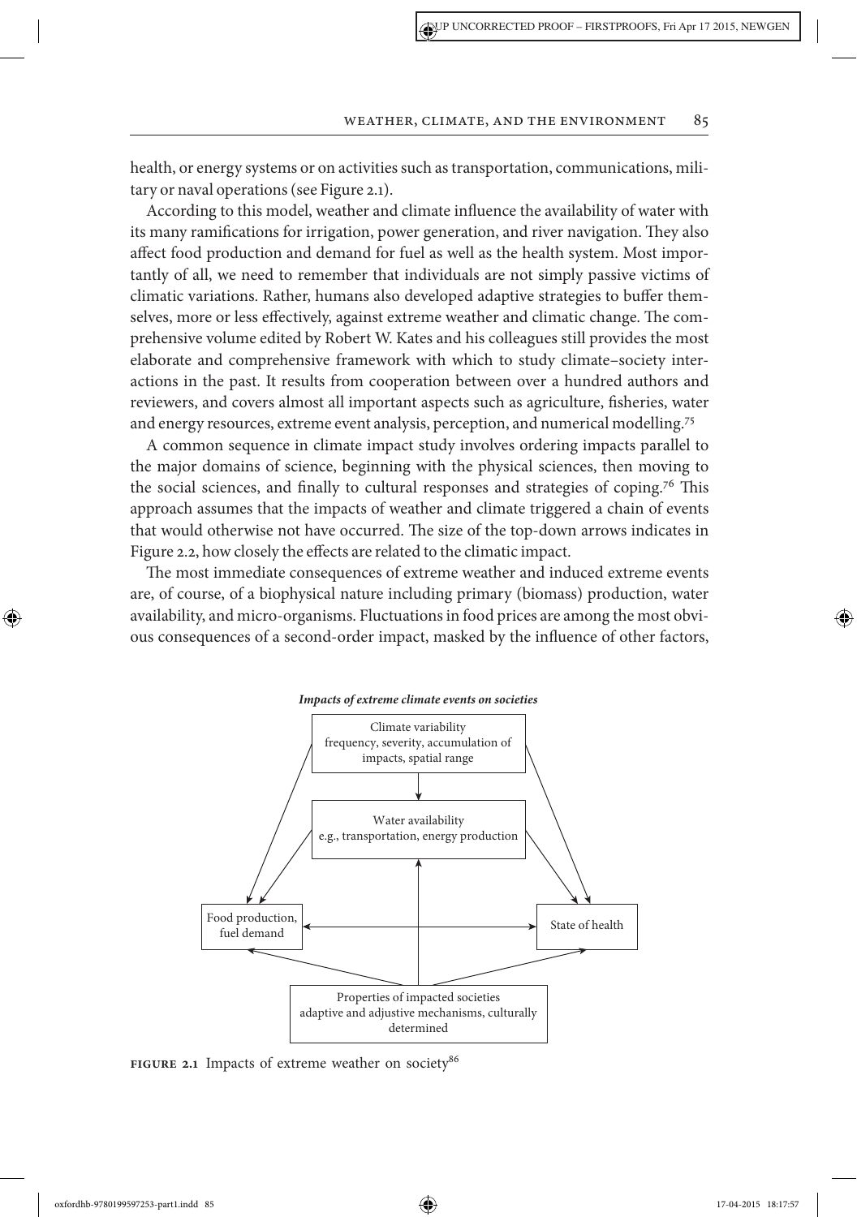health, or energy systems or on activities such as transportation, communications, military or naval operations (see Figure 2.1).

According to this model, weather and climate influence the availability of water with its many ramifications for irrigation, power generation, and river navigation. They also affect food production and demand for fuel as well as the health system. Most importantly of all, we need to remember that individuals are not simply passive victims of climatic variations. Rather, humans also developed adaptive strategies to buffer themselves, more or less effectively, against extreme weather and climatic change. The comprehensive volume edited by Robert W. Kates and his colleagues still provides the most elaborate and comprehensive framework with which to study climate–society interactions in the past. It results from cooperation between over a hundred authors and reviewers, and covers almost all important aspects such as agriculture, fisheries, water and energy resources, extreme event analysis, perception, and numerical modelling.[75]

A common sequence in climate impact study involves ordering impacts parallel to the major domains of science, beginning with the physical sciences, then moving to the social sciences, and finally to cultural responses and strategies of coping.[76] This approach assumes that the impacts of weather and climate triggered a chain of events that would otherwise not have occurred. The size of the top-down arrows indicates in Figure 2.2, how closely the effects are related to the climatic impact.

The most immediate consequences of extreme weather and induced extreme events are, of course, of a biophysical nature including primary (biomass) production, water availability, and micro-organisms. Fluctuations in food prices are among the most obvious consequences of a second-order impact, masked by the influence of other factors,

***Impacts of extreme climate events on societies***

Climate variability
frequency, severity, accumulation of impacts, spatial range

Water availability
e.g., transportation, energy production

Food production, fuel demand

State of health

Properties of impacted societies
adaptive and adjustive mechanisms, culturally determined

**FIGURE 2.1** Impacts of extreme weather on society[86]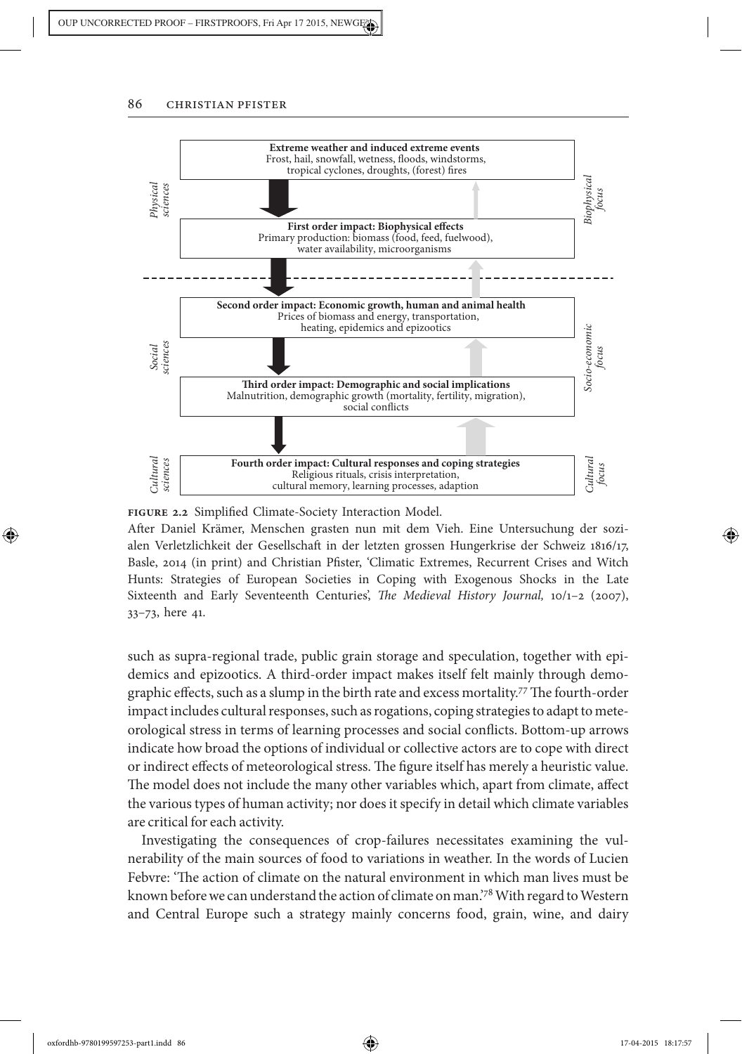**Extreme weather and induced extreme events**
Frost, hail, snowfall, wetness, floods, windstorms, tropical cyclones, droughts, (forest) fires

**First order impact: Biophysical effects**
Primary production: biomass (food, feed, fuelwood), water availability, microorganisms

**Second order impact: Economic growth, human and animal health**
Prices of biomass and energy, transportation, heating, epidemics and epizootics

**Third order impact: Demographic and social implications**
Malnutrition, demographic growth (mortality, fertility, migration), social conflicts

**Fourth order impact: Cultural responses and coping strategies**
Religious rituals, crisis interpretation, cultural memory, learning processes, adaption

*Physical sciences* — *Biophysical focus*; *Social sciences* — *Socio-economic focus*; *Cultural sciences* — *Cultural focus*

**FIGURE 2.2** Simplified Climate-Society Interaction Model.

After Daniel Krämer, Menschen grasten nun mit dem Vieh. Eine Untersuchung der sozialen Verletzlichkeit der Gesellschaft in der letzten grossen Hungerkrise der Schweiz 1816/17, Basle, 2014 (in print) and Christian Pfister, 'Climatic Extremes, Recurrent Crises and Witch Hunts: Strategies of European Societies in Coping with Exogenous Shocks in the Late Sixteenth and Early Seventeenth Centuries', *The Medieval History Journal,* 10/1–2 (2007), 33–73, here 41.

such as supra-regional trade, public grain storage and speculation, together with epidemics and epizootics. A third-order impact makes itself felt mainly through demographic effects, such as a slump in the birth rate and excess mortality.[77] The fourth-order impact includes cultural responses, such as rogations, coping strategies to adapt to meteorological stress in terms of learning processes and social conflicts. Bottom-up arrows indicate how broad the options of individual or collective actors are to cope with direct or indirect effects of meteorological stress. The figure itself has merely a heuristic value. The model does not include the many other variables which, apart from climate, affect the various types of human activity; nor does it specify in detail which climate variables are critical for each activity.

Investigating the consequences of crop-failures necessitates examining the vulnerability of the main sources of food to variations in weather. In the words of Lucien Febvre: 'The action of climate on the natural environment in which man lives must be known before we can understand the action of climate on man.'[78] With regard to Western and Central Europe such a strategy mainly concerns food, grain, wine, and dairy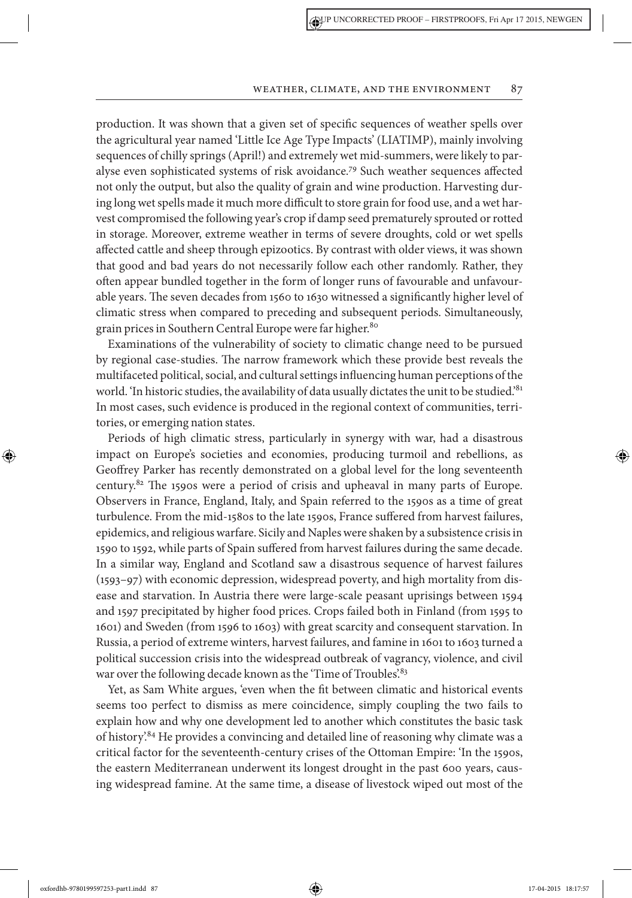production. It was shown that a given set of specific sequences of weather spells over the agricultural year named 'Little Ice Age Type Impacts' (LIATIMP), mainly involving sequences of chilly springs (April!) and extremely wet mid-summers, were likely to paralyse even sophisticated systems of risk avoidance.[79] Such weather sequences affected not only the output, but also the quality of grain and wine production. Harvesting during long wet spells made it much more difficult to store grain for food use, and a wet harvest compromised the following year's crop if damp seed prematurely sprouted or rotted in storage. Moreover, extreme weather in terms of severe droughts, cold or wet spells affected cattle and sheep through epizootics. By contrast with older views, it was shown that good and bad years do not necessarily follow each other randomly. Rather, they often appear bundled together in the form of longer runs of favourable and unfavourable years. The seven decades from 1560 to 1630 witnessed a significantly higher level of climatic stress when compared to preceding and subsequent periods. Simultaneously, grain prices in Southern Central Europe were far higher.[80]

Examinations of the vulnerability of society to climatic change need to be pursued by regional case-studies. The narrow framework which these provide best reveals the multifaceted political, social, and cultural settings influencing human perceptions of the world. 'In historic studies, the availability of data usually dictates the unit to be studied.'[81] In most cases, such evidence is produced in the regional context of communities, territories, or emerging nation states.

Periods of high climatic stress, particularly in synergy with war, had a disastrous impact on Europe's societies and economies, producing turmoil and rebellions, as Geoffrey Parker has recently demonstrated on a global level for the long seventeenth century.[82] The 1590s were a period of crisis and upheaval in many parts of Europe. Observers in France, England, Italy, and Spain referred to the 1590s as a time of great turbulence. From the mid-1580s to the late 1590s, France suffered from harvest failures, epidemics, and religious warfare. Sicily and Naples were shaken by a subsistence crisis in 1590 to 1592, while parts of Spain suffered from harvest failures during the same decade. In a similar way, England and Scotland saw a disastrous sequence of harvest failures (1593–97) with economic depression, widespread poverty, and high mortality from disease and starvation. In Austria there were large-scale peasant uprisings between 1594 and 1597 precipitated by higher food prices. Crops failed both in Finland (from 1595 to 1601) and Sweden (from 1596 to 1603) with great scarcity and consequent starvation. In Russia, a period of extreme winters, harvest failures, and famine in 1601 to 1603 turned a political succession crisis into the widespread outbreak of vagrancy, violence, and civil war over the following decade known as the 'Time of Troubles'.[83]

Yet, as Sam White argues, 'even when the fit between climatic and historical events seems too perfect to dismiss as mere coincidence, simply coupling the two fails to explain how and why one development led to another which constitutes the basic task of history'.[84] He provides a convincing and detailed line of reasoning why climate was a critical factor for the seventeenth-century crises of the Ottoman Empire: 'In the 1590s, the eastern Mediterranean underwent its longest drought in the past 600 years, causing widespread famine. At the same time, a disease of livestock wiped out most of the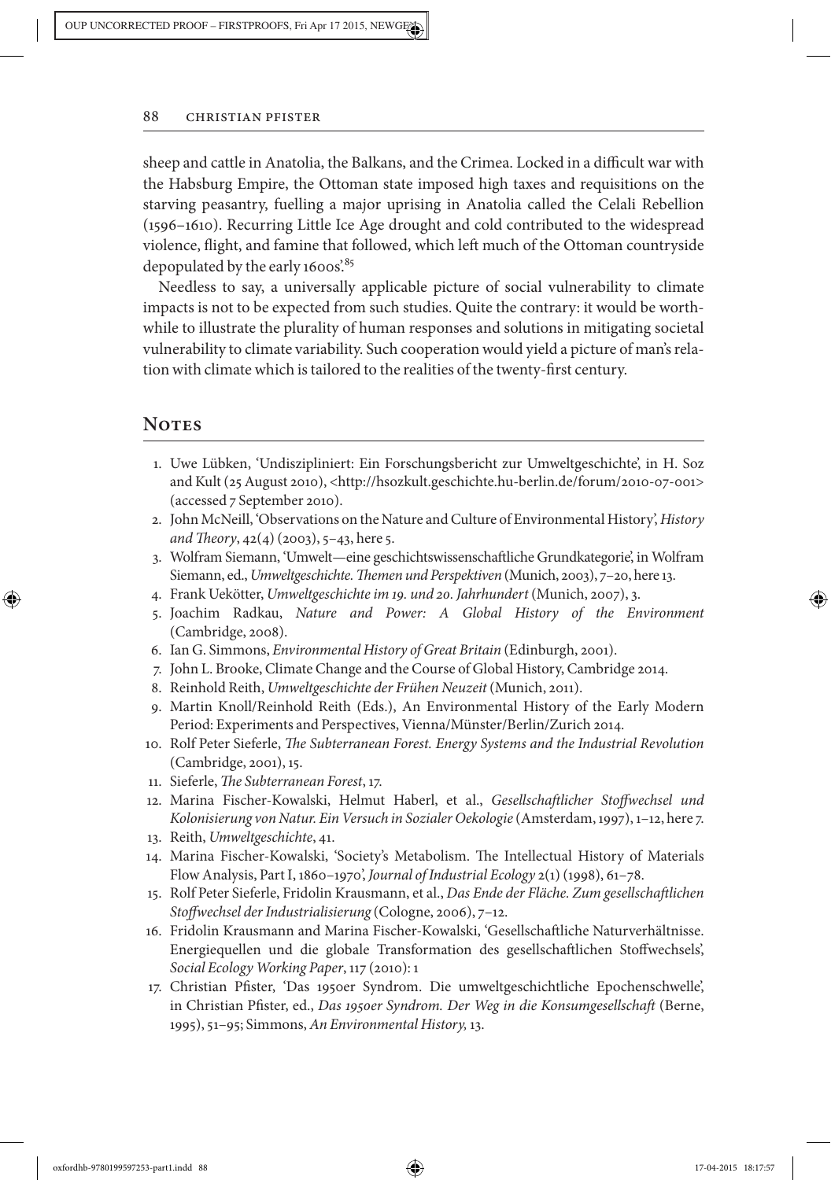sheep and cattle in Anatolia, the Balkans, and the Crimea. Locked in a difficult war with the Habsburg Empire, the Ottoman state imposed high taxes and requisitions on the starving peasantry, fuelling a major uprising in Anatolia called the Celali Rebellion (1596–1610). Recurring Little Ice Age drought and cold contributed to the widespread violence, flight, and famine that followed, which left much of the Ottoman countryside depopulated by the early 1600s'.[85]

Needless to say, a universally applicable picture of social vulnerability to climate impacts is not to be expected from such studies. Quite the contrary: it would be worthwhile to illustrate the plurality of human responses and solutions in mitigating societal vulnerability to climate variability. Such cooperation would yield a picture of man's relation with climate which is tailored to the realities of the twenty-first century.

## Notes

1. Uwe Lübken, 'Undiszipliniert: Ein Forschungsbericht zur Umweltgeschichte', in H. Soz and Kult (25 August 2010), <http://hsozkult.geschichte.hu-berlin.de/forum/2010-07-001> (accessed 7 September 2010).
2. John McNeill, 'Observations on the Nature and Culture of Environmental History', *History and Theory*, 42(4) (2003), 5–43, here 5.
3. Wolfram Siemann, 'Umwelt—eine geschichtswissenschaftliche Grundkategorie', in Wolfram Siemann, ed., *Umweltgeschichte. Themen und Perspektiven* (Munich, 2003), 7–20, here 13.
4. Frank Uekötter, *Umweltgeschichte im 19. und 20. Jahrhundert* (Munich, 2007), 3.
5. Joachim Radkau, *Nature and Power: A Global History of the Environment* (Cambridge, 2008).
6. Ian G. Simmons, *Environmental History of Great Britain* (Edinburgh, 2001).
7. John L. Brooke, Climate Change and the Course of Global History, Cambridge 2014.
8. Reinhold Reith, *Umweltgeschichte der Frühen Neuzeit* (Munich, 2011).
9. Martin Knoll/Reinhold Reith (Eds.), An Environmental History of the Early Modern Period: Experiments and Perspectives, Vienna/Münster/Berlin/Zurich 2014.
10. Rolf Peter Sieferle, *The Subterranean Forest. Energy Systems and the Industrial Revolution* (Cambridge, 2001), 15.
11. Sieferle, *The Subterranean Forest*, 17.
12. Marina Fischer-Kowalski, Helmut Haberl, et al., *Gesellschaftlicher Stoffwechsel und Kolonisierung von Natur. Ein Versuch in Sozialer Oekologie* (Amsterdam, 1997), 1–12, here 7.
13. Reith, *Umweltgeschichte*, 41.
14. Marina Fischer-Kowalski, 'Society's Metabolism. The Intellectual History of Materials Flow Analysis, Part I, 1860–1970', *Journal of Industrial Ecology* 2(1) (1998), 61–78.
15. Rolf Peter Sieferle, Fridolin Krausmann, et al., *Das Ende der Fläche. Zum gesellschaftlichen Stoffwechsel der Industrialisierung* (Cologne, 2006), 7–12.
16. Fridolin Krausmann and Marina Fischer-Kowalski, 'Gesellschaftliche Naturverhältnisse. Energiequellen und die globale Transformation des gesellschaftlichen Stoffwechsels', *Social Ecology Working Paper*, 117 (2010): 1
17. Christian Pfister, 'Das 1950er Syndrom. Die umweltgeschichtliche Epochenschwelle', in Christian Pfister, ed., *Das 1950er Syndrom. Der Weg in die Konsumgesellschaft* (Berne, 1995), 51–95; Simmons, *An Environmental History,* 13.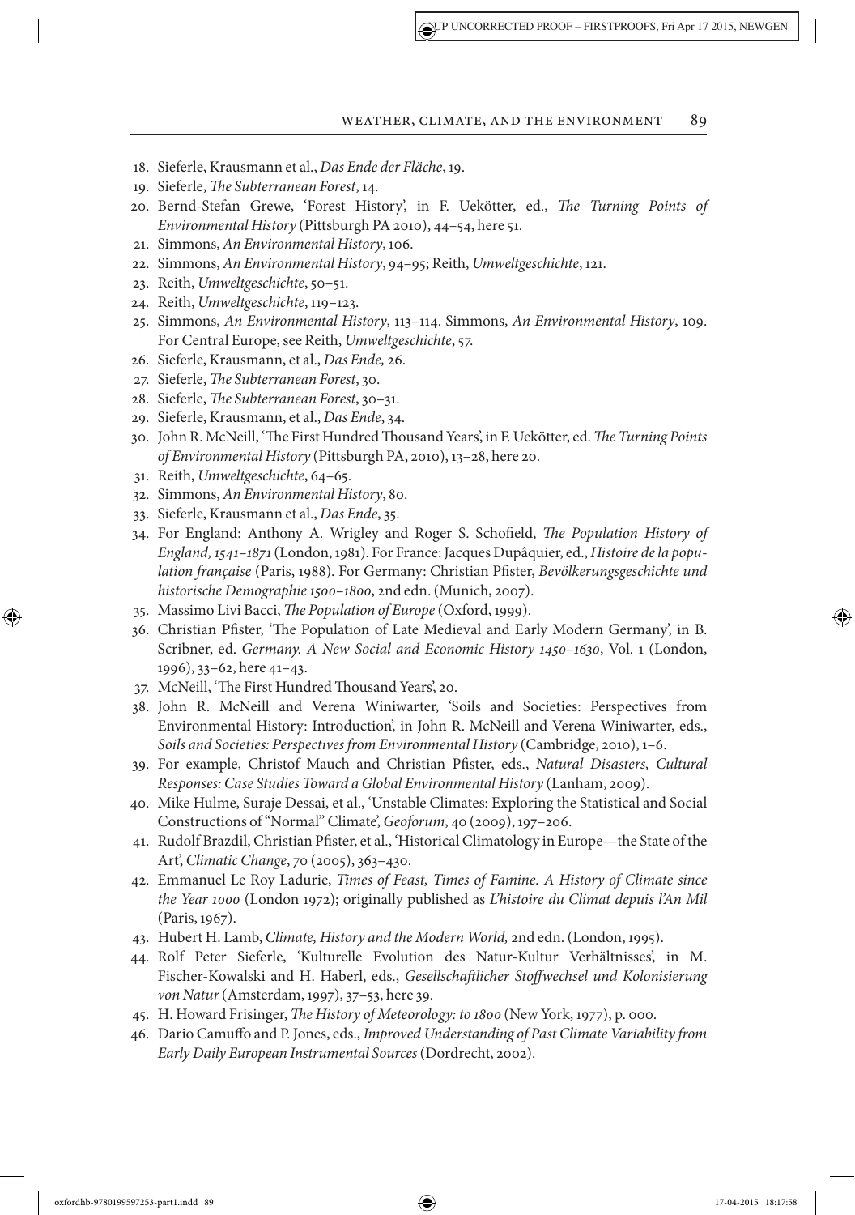18. Sieferle, Krausmann et al., *Das Ende der Fläche*, 19.
19. Sieferle, *The Subterranean Forest*, 14.
20. Bernd-Stefan Grewe, 'Forest History', in F. Uekötter, ed., *The Turning Points of Environmental History* (Pittsburgh PA 2010), 44–54, here 51.
21. Simmons, *An Environmental History*, 106.
22. Simmons, *An Environmental History*, 94–95; Reith, *Umweltgeschichte*, 121.
23. Reith, *Umweltgeschichte*, 50–51.
24. Reith, *Umweltgeschichte*, 119–123.
25. Simmons, *An Environmental History*, 113–114. Simmons, *An Environmental History*, 109. For Central Europe, see Reith, *Umweltgeschichte*, 57.
26. Sieferle, Krausmann, et al., *Das Ende,* 26.
27. Sieferle, *The Subterranean Forest*, 30.
28. Sieferle, *The Subterranean Forest*, 30–31.
29. Sieferle, Krausmann, et al., *Das Ende*, 34.
30. John R. McNeill, 'The First Hundred Thousand Years', in F. Uekötter, ed. *The Turning Points of Environmental History* (Pittsburgh PA, 2010), 13–28, here 20.
31. Reith, *Umweltgeschichte*, 64–65.
32. Simmons, *An Environmental History*, 80.
33. Sieferle, Krausmann et al., *Das Ende*, 35.
34. For England: Anthony A. Wrigley and Roger S. Schofield, *The Population History of England, 1541–1871* (London, 1981). For France: Jacques Dupâquier, ed., *Histoire de la population française* (Paris, 1988). For Germany: Christian Pfister, *Bevölkerungsgeschichte und historische Demographie 1500–1800*, 2nd edn. (Munich, 2007).
35. Massimo Livi Bacci, *The Population of Europe* (Oxford, 1999).
36. Christian Pfister, 'The Population of Late Medieval and Early Modern Germany', in B. Scribner, ed. *Germany. A New Social and Economic History 1450–1630*, Vol. 1 (London, 1996), 33–62, here 41–43.
37. McNeill, 'The First Hundred Thousand Years', 20.
38. John R. McNeill and Verena Winiwarter, 'Soils and Societies: Perspectives from Environmental History: Introduction', in John R. McNeill and Verena Winiwarter, eds., *Soils and Societies: Perspectives from Environmental History* (Cambridge, 2010), 1–6.
39. For example, Christof Mauch and Christian Pfister, eds., *Natural Disasters, Cultural Responses: Case Studies Toward a Global Environmental History* (Lanham, 2009).
40. Mike Hulme, Suraje Dessai, et al., 'Unstable Climates: Exploring the Statistical and Social Constructions of "Normal" Climate', *Geoforum*, 40 (2009), 197–206.
41. Rudolf Brazdil, Christian Pfister, et al., 'Historical Climatology in Europe—the State of the Art', *Climatic Change*, 70 (2005), 363–430.
42. Emmanuel Le Roy Ladurie, *Times of Feast, Times of Famine. A History of Climate since the Year 1000* (London 1972); originally published as *L'histoire du Climat depuis l'An Mil* (Paris, 1967).
43. Hubert H. Lamb, *Climate, History and the Modern World,* 2nd edn. (London, 1995).
44. Rolf Peter Sieferle, 'Kulturelle Evolution des Natur-Kultur Verhältnisses', in M. Fischer-Kowalski and H. Haberl, eds., *Gesellschaftlicher Stoffwechsel und Kolonisierung von Natur* (Amsterdam, 1997), 37–53, here 39.
45. H. Howard Frisinger, *The History of Meteorology: to 1800* (New York, 1977), p. 000.
46. Dario Camuffo and P. Jones, eds., *Improved Understanding of Past Climate Variability from Early Daily European Instrumental Sources* (Dordrecht, 2002).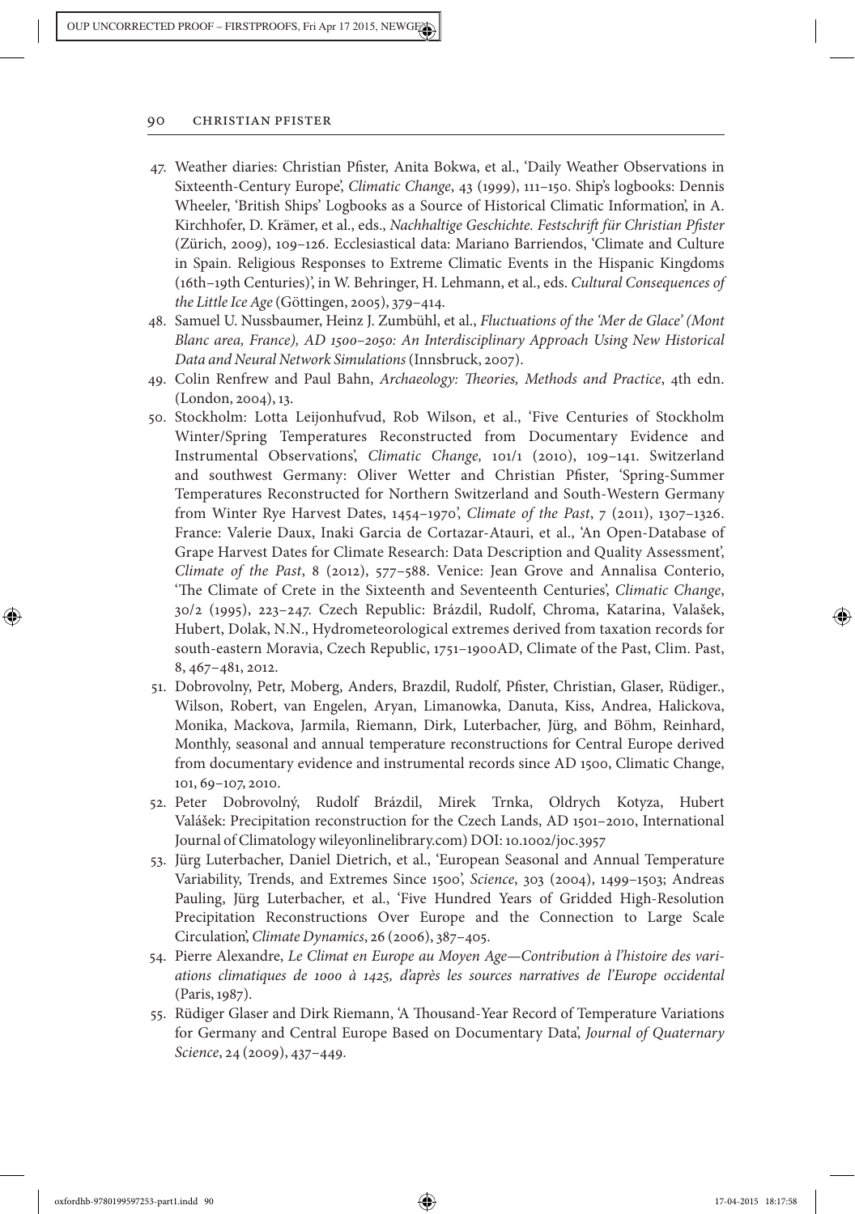47. Weather diaries: Christian Pfister, Anita Bokwa, et al., 'Daily Weather Observations in Sixteenth-Century Europe', *Climatic Change*, 43 (1999), 111–150. Ship's logbooks: Dennis Wheeler, 'British Ships' Logbooks as a Source of Historical Climatic Information', in A. Kirchhofer, D. Krämer, et al., eds., *Nachhaltige Geschichte. Festschrift für Christian Pfister* (Zürich, 2009), 109–126. Ecclesiastical data: Mariano Barriendos, 'Climate and Culture in Spain. Religious Responses to Extreme Climatic Events in the Hispanic Kingdoms (16th–19th Centuries)', in W. Behringer, H. Lehmann, et al., eds. *Cultural Consequences of the Little Ice Age* (Göttingen, 2005), 379–414.
48. Samuel U. Nussbaumer, Heinz J. Zumbühl, et al., *Fluctuations of the 'Mer de Glace' (Mont Blanc area, France), AD 1500–2050: An Interdisciplinary Approach Using New Historical Data and Neural Network Simulations* (Innsbruck, 2007).
49. Colin Renfrew and Paul Bahn, *Archaeology: Theories, Methods and Practice*, 4th edn. (London, 2004), 13.
50. Stockholm: Lotta Leijonhufvud, Rob Wilson, et al., 'Five Centuries of Stockholm Winter/Spring Temperatures Reconstructed from Documentary Evidence and Instrumental Observations', *Climatic Change,* 101/1 (2010), 109–141. Switzerland and southwest Germany: Oliver Wetter and Christian Pfister, 'Spring-Summer Temperatures Reconstructed for Northern Switzerland and South-Western Germany from Winter Rye Harvest Dates, 1454–1970', *Climate of the Past*, 7 (2011), 1307–1326. France: Valerie Daux, Inaki Garcia de Cortazar-Atauri, et al., 'An Open-Database of Grape Harvest Dates for Climate Research: Data Description and Quality Assessment', *Climate of the Past*, 8 (2012), 577–588. Venice: Jean Grove and Annalisa Conterio, 'The Climate of Crete in the Sixteenth and Seventeenth Centuries', *Climatic Change*, 30/2 (1995), 223–247. Czech Republic: Brázdil, Rudolf, Chroma, Katarina, Valašek, Hubert, Dolak, N.N., Hydrometeorological extremes derived from taxation records for south-eastern Moravia, Czech Republic, 1751–1900AD, Climate of the Past, Clim. Past, 8, 467–481, 2012.
51. Dobrovolny, Petr, Moberg, Anders, Brazdil, Rudolf, Pfister, Christian, Glaser, Rüdiger., Wilson, Robert, van Engelen, Aryan, Limanowka, Danuta, Kiss, Andrea, Halickova, Monika, Mackova, Jarmila, Riemann, Dirk, Luterbacher, Jürg, and Böhm, Reinhard, Monthly, seasonal and annual temperature reconstructions for Central Europe derived from documentary evidence and instrumental records since AD 1500, Climatic Change, 101, 69–107, 2010.
52. Peter Dobrovolný, Rudolf Brázdil, Mirek Trnka, Oldrych Kotyza, Hubert Valášek: Precipitation reconstruction for the Czech Lands, AD 1501–2010, International Journal of Climatology wileyonlinelibrary.com) DOI: 10.1002/joc.3957
53. Jürg Luterbacher, Daniel Dietrich, et al., 'European Seasonal and Annual Temperature Variability, Trends, and Extremes Since 1500', *Science*, 303 (2004), 1499–1503; Andreas Pauling, Jürg Luterbacher, et al., 'Five Hundred Years of Gridded High-Resolution Precipitation Reconstructions Over Europe and the Connection to Large Scale Circulation', *Climate Dynamics*, 26 (2006), 387–405.
54. Pierre Alexandre, *Le Climat en Europe au Moyen Age—Contribution à l'histoire des variations climatiques de 1000 à 1425, d'après les sources narratives de l'Europe occidental* (Paris, 1987).
55. Rüdiger Glaser and Dirk Riemann, 'A Thousand-Year Record of Temperature Variations for Germany and Central Europe Based on Documentary Data', *Journal of Quaternary Science*, 24 (2009), 437–449.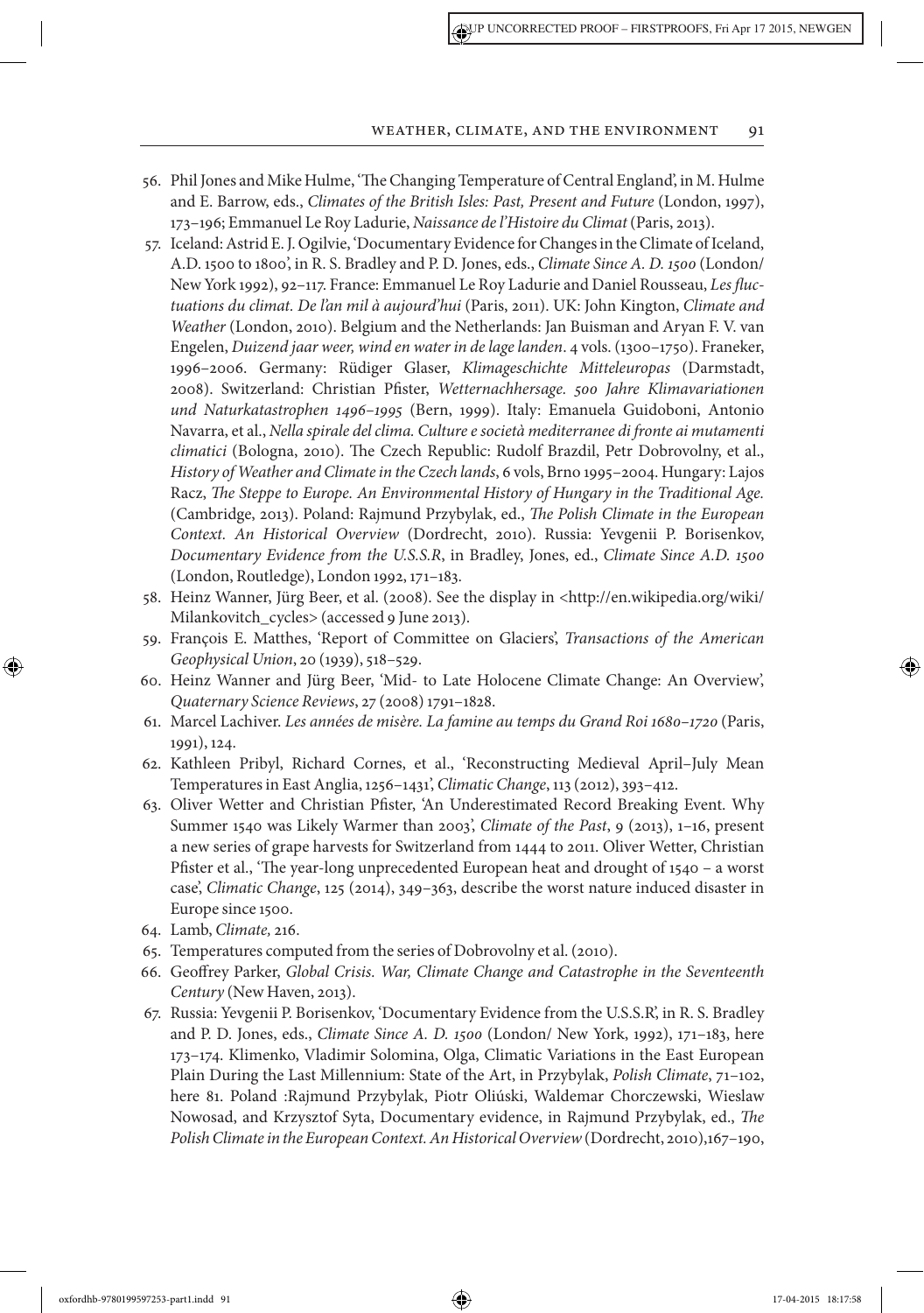56. Phil Jones and Mike Hulme, 'The Changing Temperature of Central England', in M. Hulme and E. Barrow, eds., *Climates of the British Isles: Past, Present and Future* (London, 1997), 173–196; Emmanuel Le Roy Ladurie, *Naissance de l'Histoire du Climat* (Paris, 2013).
57. Iceland: Astrid E. J. Ogilvie, 'Documentary Evidence for Changes in the Climate of Iceland, A.D. 1500 to 1800', in R. S. Bradley and P. D. Jones, eds., *Climate Since A. D. 1500* (London/New York 1992), 92–117. France: Emmanuel Le Roy Ladurie and Daniel Rousseau, *Les fluctuations du climat. De l'an mil à aujourd'hui* (Paris, 2011). UK: John Kington, *Climate and Weather* (London, 2010). Belgium and the Netherlands: Jan Buisman and Aryan F. V. van Engelen, *Duizend jaar weer, wind en water in de lage landen*. 4 vols. (1300–1750). Franeker, 1996–2006. Germany: Rüdiger Glaser, *Klimageschichte Mitteleuropas* (Darmstadt, 2008). Switzerland: Christian Pfister, *Wetternachhersage. 500 Jahre Klimavariationen und Naturkatastrophen 1496–1995* (Bern, 1999). Italy: Emanuela Guidoboni, Antonio Navarra, et al., *Nella spirale del clima. Culture e società mediterranee di fronte ai mutamenti climatici* (Bologna, 2010). The Czech Republic: Rudolf Brazdil, Petr Dobrovolny, et al., *History of Weather and Climate in the Czech lands*, 6 vols, Brno 1995–2004. Hungary: Lajos Racz, *The Steppe to Europe. An Environmental History of Hungary in the Traditional Age.* (Cambridge, 2013). Poland: Rajmund Przybylak, ed., *The Polish Climate in the European Context. An Historical Overview* (Dordrecht, 2010). Russia: Yevgenii P. Borisenkov, *Documentary Evidence from the U.S.S.R*, in Bradley, Jones, ed., *Climate Since A.D. 1500* (London, Routledge), London 1992, 171–183.
58. Heinz Wanner, Jürg Beer, et al. (2008). See the display in <http://en.wikipedia.org/wiki/Milankovitch_cycles> (accessed 9 June 2013).
59. François E. Matthes, 'Report of Committee on Glaciers', *Transactions of the American Geophysical Union*, 20 (1939), 518–529.
60. Heinz Wanner and Jürg Beer, 'Mid- to Late Holocene Climate Change: An Overview', *Quaternary Science Reviews*, 27 (2008) 1791–1828.
61. Marcel Lachiver. *Les années de misère. La famine au temps du Grand Roi 1680–1720* (Paris, 1991), 124.
62. Kathleen Pribyl, Richard Cornes, et al., 'Reconstructing Medieval April–July Mean Temperatures in East Anglia, 1256–1431', *Climatic Change*, 113 (2012), 393–412.
63. Oliver Wetter and Christian Pfister, 'An Underestimated Record Breaking Event. Why Summer 1540 was Likely Warmer than 2003', *Climate of the Past*, 9 (2013), 1–16, present a new series of grape harvests for Switzerland from 1444 to 2011. Oliver Wetter, Christian Pfister et al., 'The year-long unprecedented European heat and drought of 1540 – a worst case', *Climatic Change*, 125 (2014), 349–363, describe the worst nature induced disaster in Europe since 1500.
64. Lamb, *Climate,* 216.
65. Temperatures computed from the series of Dobrovolny et al. (2010).
66. Geoffrey Parker, *Global Crisis. War, Climate Change and Catastrophe in the Seventeenth Century* (New Haven, 2013).
67. Russia: Yevgenii P. Borisenkov, 'Documentary Evidence from the U.S.S.R', in R. S. Bradley and P. D. Jones, eds., *Climate Since A. D. 1500* (London/ New York, 1992), 171–183, here 173–174. Klimenko, Vladimir Solomina, Olga, Climatic Variations in the East European Plain During the Last Millennium: State of the Art, in Przybylak, *Polish Climate*, 71–102, here 81. Poland :Rajmund Przybylak, Piotr Oliúski, Waldemar Chorczewski, Wieslaw Nowosad, and Krzysztof Syta, Documentary evidence, in Rajmund Przybylak, ed., *The Polish Climate in the European Context. An Historical Overview* (Dordrecht, 2010),167–190,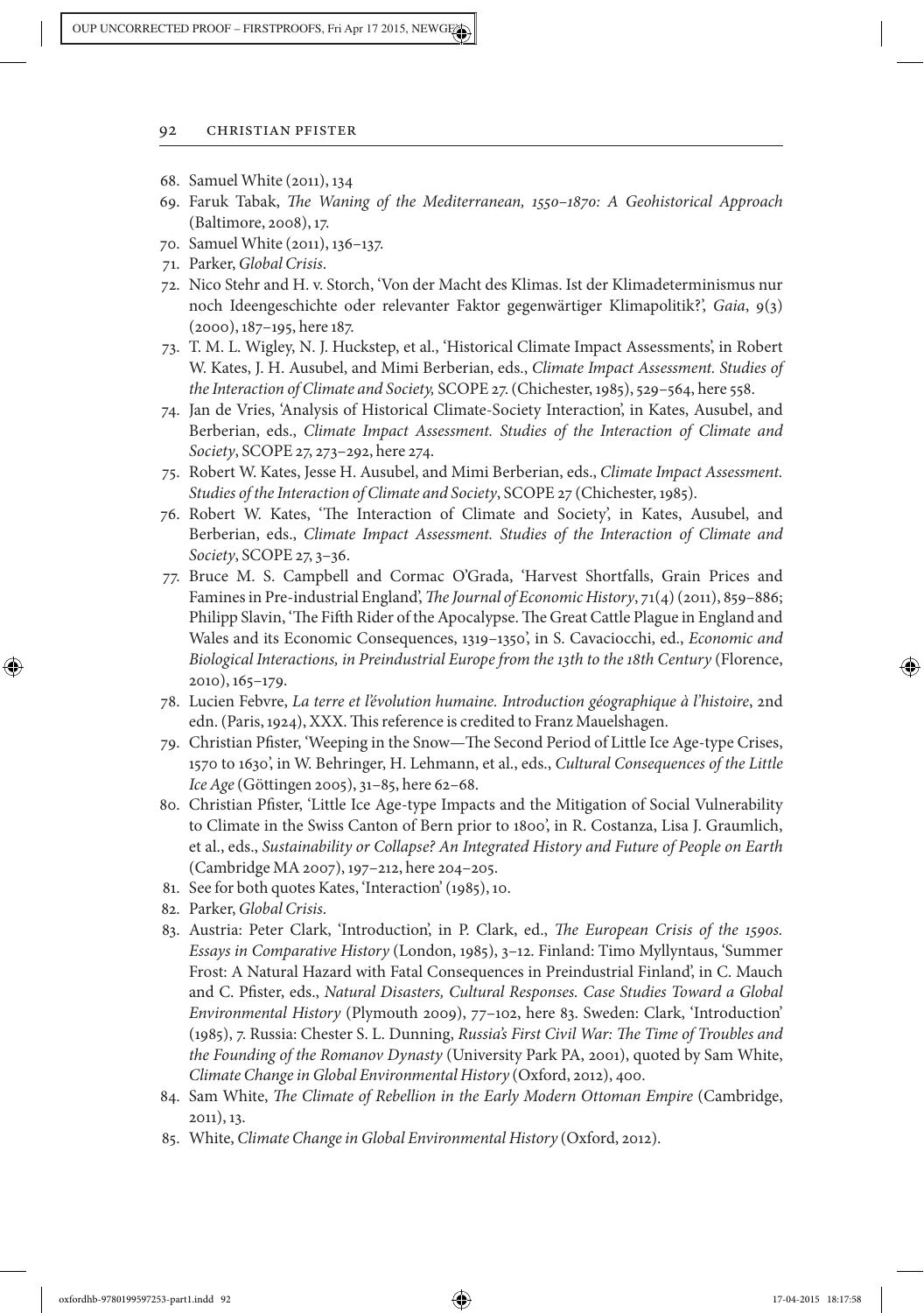68. Samuel White (2011), 134
69. Faruk Tabak, *The Waning of the Mediterranean, 1550–1870: A Geohistorical Approach* (Baltimore, 2008), 17.
70. Samuel White (2011), 136–137.
71. Parker, *Global Crisis*.
72. Nico Stehr and H. v. Storch, 'Von der Macht des Klimas. Ist der Klimadeterminismus nur noch Ideengeschichte oder relevanter Faktor gegenwärtiger Klimapolitik?', *Gaia*, 9(3) (2000), 187–195, here 187.
73. T. M. L. Wigley, N. J. Huckstep, et al., 'Historical Climate Impact Assessments', in Robert W. Kates, J. H. Ausubel, and Mimi Berberian, eds., *Climate Impact Assessment. Studies of the Interaction of Climate and Society,* SCOPE 27. (Chichester, 1985), 529–564, here 558.
74. Jan de Vries, 'Analysis of Historical Climate-Society Interaction', in Kates, Ausubel, and Berberian, eds., *Climate Impact Assessment. Studies of the Interaction of Climate and Society*, SCOPE 27, 273–292, here 274.
75. Robert W. Kates, Jesse H. Ausubel, and Mimi Berberian, eds., *Climate Impact Assessment. Studies of the Interaction of Climate and Society*, SCOPE 27 (Chichester, 1985).
76. Robert W. Kates, 'The Interaction of Climate and Society', in Kates, Ausubel, and Berberian, eds., *Climate Impact Assessment. Studies of the Interaction of Climate and Society*, SCOPE 27, 3–36.
77. Bruce M. S. Campbell and Cormac O'Grada, 'Harvest Shortfalls, Grain Prices and Famines in Pre-industrial England', *The Journal of Economic History*, 71(4) (2011), 859–886; Philipp Slavin, 'The Fifth Rider of the Apocalypse. The Great Cattle Plague in England and Wales and its Economic Consequences, 1319–1350', in S. Cavaciocchi, ed., *Economic and Biological Interactions, in Preindustrial Europe from the 13th to the 18th Century* (Florence, 2010), 165–179.
78. Lucien Febvre, *La terre et l'évolution humaine. Introduction géographique à l'histoire*, 2nd edn. (Paris, 1924), XXX. This reference is credited to Franz Mauelshagen.
79. Christian Pfister, 'Weeping in the Snow—The Second Period of Little Ice Age-type Crises, 1570 to 1630', in W. Behringer, H. Lehmann, et al., eds., *Cultural Consequences of the Little Ice Age* (Göttingen 2005), 31–85, here 62–68.
80. Christian Pfister, 'Little Ice Age-type Impacts and the Mitigation of Social Vulnerability to Climate in the Swiss Canton of Bern prior to 1800', in R. Costanza, Lisa J. Graumlich, et al., eds., *Sustainability or Collapse? An Integrated History and Future of People on Earth* (Cambridge MA 2007), 197–212, here 204–205.
81. See for both quotes Kates, 'Interaction' (1985), 10.
82. Parker, *Global Crisis*.
83. Austria: Peter Clark, 'Introduction', in P. Clark, ed., *The European Crisis of the 1590s. Essays in Comparative History* (London, 1985), 3–12. Finland: Timo Myllyntaus, 'Summer Frost: A Natural Hazard with Fatal Consequences in Preindustrial Finland', in C. Mauch and C. Pfister, eds., *Natural Disasters, Cultural Responses. Case Studies Toward a Global Environmental History* (Plymouth 2009), 77–102, here 83. Sweden: Clark, 'Introduction' (1985), 7. Russia: Chester S. L. Dunning, *Russia's First Civil War: The Time of Troubles and the Founding of the Romanov Dynasty* (University Park PA, 2001), quoted by Sam White, *Climate Change in Global Environmental History* (Oxford, 2012), 400.
84. Sam White, *The Climate of Rebellion in the Early Modern Ottoman Empire* (Cambridge, 2011), 13.
85. White, *Climate Change in Global Environmental History* (Oxford, 2012).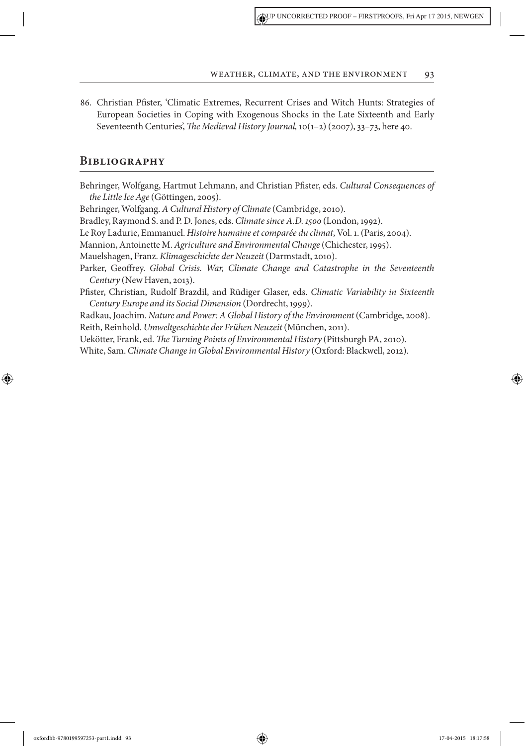86. Christian Pfister, 'Climatic Extremes, Recurrent Crises and Witch Hunts: Strategies of European Societies in Coping with Exogenous Shocks in the Late Sixteenth and Early Seventeenth Centuries', *The Medieval History Journal,* 10(1–2) (2007), 33–73, here 40.

## Bibliography

Behringer, Wolfgang, Hartmut Lehmann, and Christian Pfister, eds. *Cultural Consequences of the Little Ice Age* (Göttingen, 2005).

Behringer, Wolfgang. *A Cultural History of Climate* (Cambridge, 2010).

Bradley, Raymond S. and P. D. Jones, eds. *Climate since A.D. 1500* (London, 1992).

Le Roy Ladurie, Emmanuel. *Histoire humaine et comparée du climat*, Vol. 1. (Paris, 2004).

Mannion, Antoinette M. *Agriculture and Environmental Change* (Chichester, 1995).

Mauelshagen, Franz. *Klimageschichte der Neuzeit* (Darmstadt, 2010).

Parker, Geoffrey. *Global Crisis. War, Climate Change and Catastrophe in the Seventeenth Century* (New Haven, 2013).

Pfister, Christian, Rudolf Brazdil, and Rüdiger Glaser, eds. *Climatic Variability in Sixteenth Century Europe and its Social Dimension* (Dordrecht, 1999).

Radkau, Joachim. *Nature and Power: A Global History of the Environment* (Cambridge, 2008).

Reith, Reinhold. *Umweltgeschichte der Frühen Neuzeit* (München, 2011).

Uekötter, Frank, ed. *The Turning Points of Environmental History* (Pittsburgh PA, 2010).

White, Sam. *Climate Change in Global Environmental History* (Oxford: Blackwell, 2012).